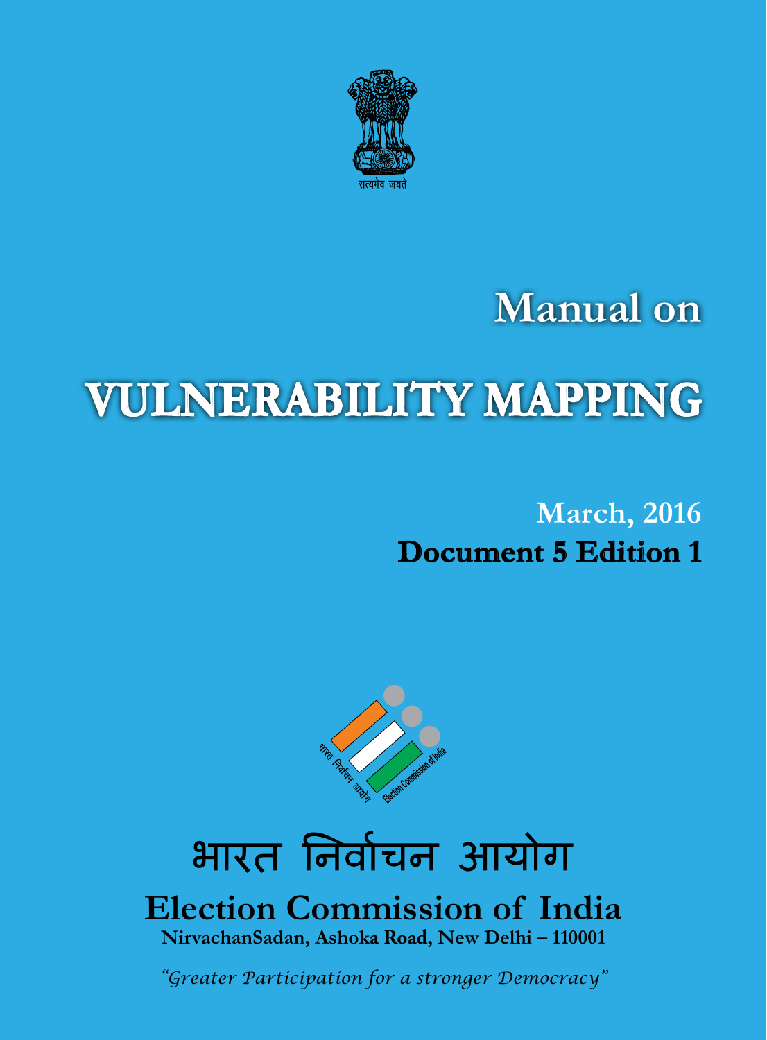सत्यमेव जयते

# Manual on

# VULNERABILITY MAPPING

**March, 2016**

**Document 5 Edition 1**

भारत निर्वाचन आयोग Election Commission of India

भारत निर्वाचन आयोग

## Election Commission of India

**NirvachanSadan, Ashoka Road, New Delhi – 110001**

*"Greater Participation for a stronger Democracy"*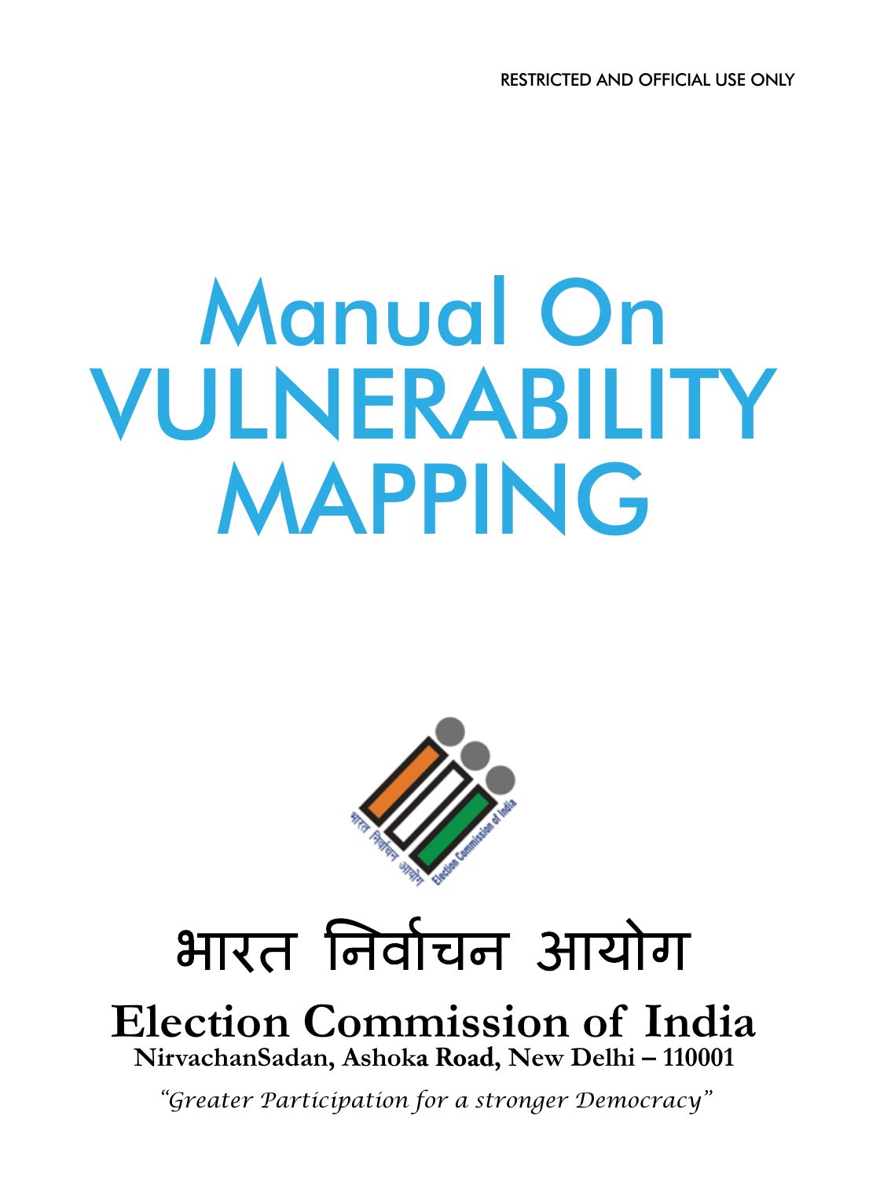RESTRICTED AND OFFICIAL USE ONLY

# Manual On VULNERABILITY MAPPING

भारत निर्वाचन आयोग

**Election Commission of India**

**NirvachanSadan, Ashoka Road, New Delhi – 110001**

*"Greater Participation for a stronger Democracy"*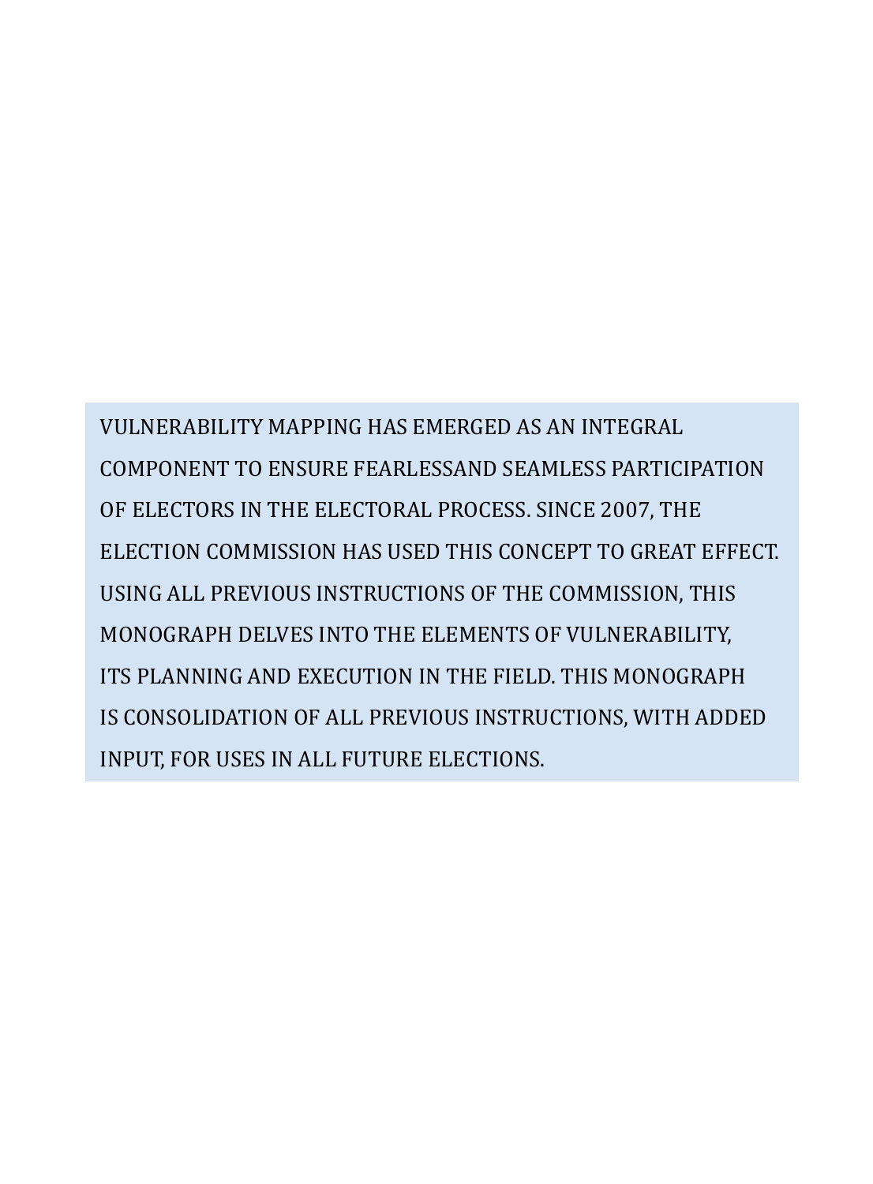VULNERABILITY MAPPING HAS EMERGED AS AN INTEGRAL COMPONENT TO ENSURE FEARLESSAND SEAMLESS PARTICIPATION OF ELECTORS IN THE ELECTORAL PROCESS. SINCE 2007, THE ELECTION COMMISSION HAS USED THIS CONCEPT TO GREAT EFFECT. USING ALL PREVIOUS INSTRUCTIONS OF THE COMMISSION, THIS MONOGRAPH DELVES INTO THE ELEMENTS OF VULNERABILITY, ITS PLANNING AND EXECUTION IN THE FIELD. THIS MONOGRAPH IS CONSOLIDATION OF ALL PREVIOUS INSTRUCTIONS, WITH ADDED INPUT, FOR USES IN ALL FUTURE ELECTIONS.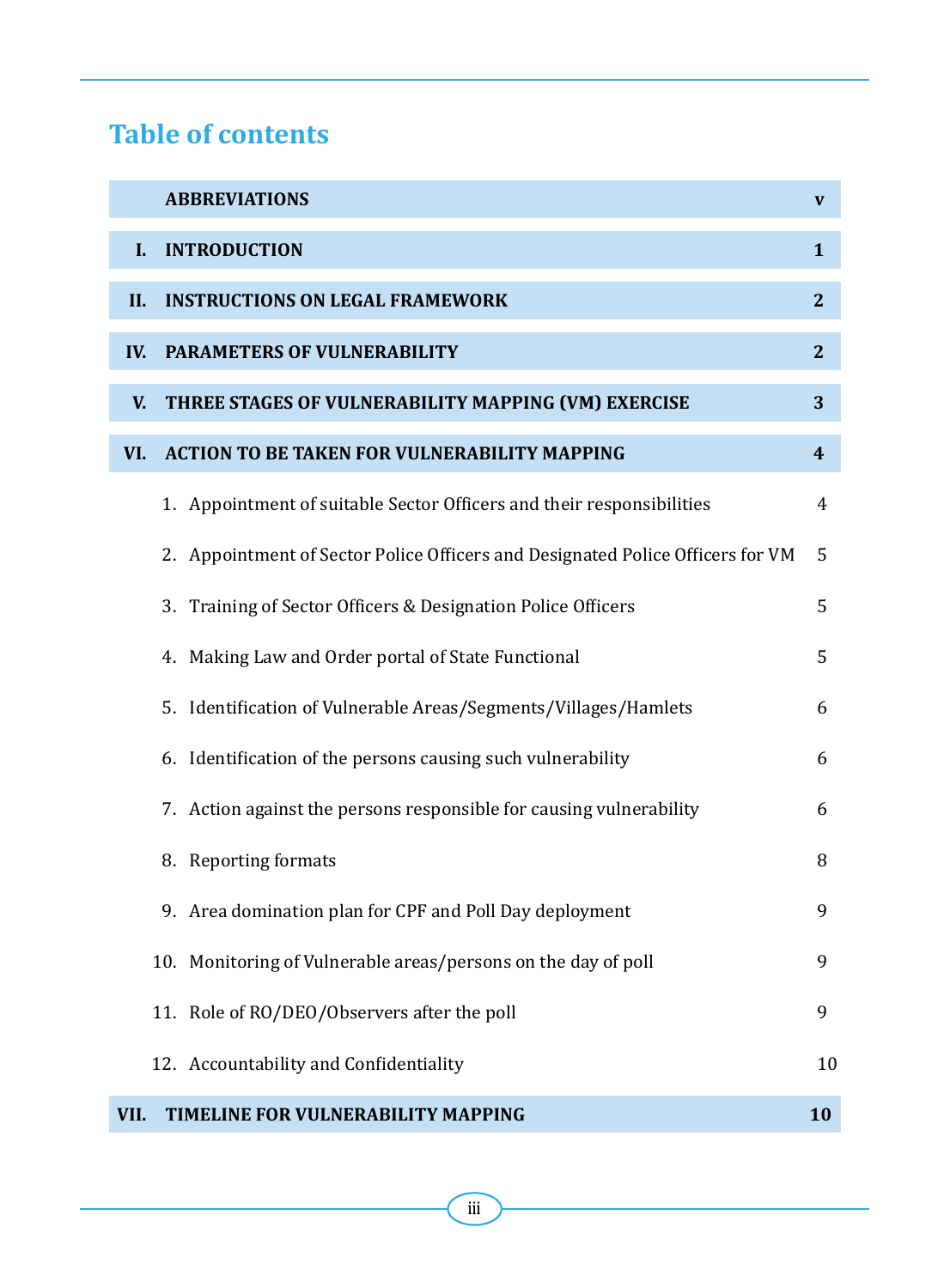# Table of contents

| | | |
|---|---|---|
| | **ABBREVIATIONS** | **v** |
| **I.** | **INTRODUCTION** | **1** |
| **II.** | **INSTRUCTIONS ON LEGAL FRAMEWORK** | **2** |
| **IV.** | **PARAMETERS OF VULNERABILITY** | **2** |
| **V.** | **THREE STAGES OF VULNERABILITY MAPPING (VM) EXERCISE** | **3** |
| **VI.** | **ACTION TO BE TAKEN FOR VULNERABILITY MAPPING** | **4** |
| | 1. Appointment of suitable Sector Officers and their responsibilities | 4 |
| | 2. Appointment of Sector Police Officers and Designated Police Officers for VM | 5 |
| | 3. Training of Sector Officers & Designation Police Officers | 5 |
| | 4. Making Law and Order portal of State Functional | 5 |
| | 5. Identification of Vulnerable Areas/Segments/Villages/Hamlets | 6 |
| | 6. Identification of the persons causing such vulnerability | 6 |
| | 7. Action against the persons responsible for causing vulnerability | 6 |
| | 8. Reporting formats | 8 |
| | 9. Area domination plan for CPF and Poll Day deployment | 9 |
| | 10. Monitoring of Vulnerable areas/persons on the day of poll | 9 |
| | 11. Role of RO/DEO/Observers after the poll | 9 |
| | 12. Accountability and Confidentiality | 10 |
| **VII.** | **TIMELINE FOR VULNERABILITY MAPPING** | **10** |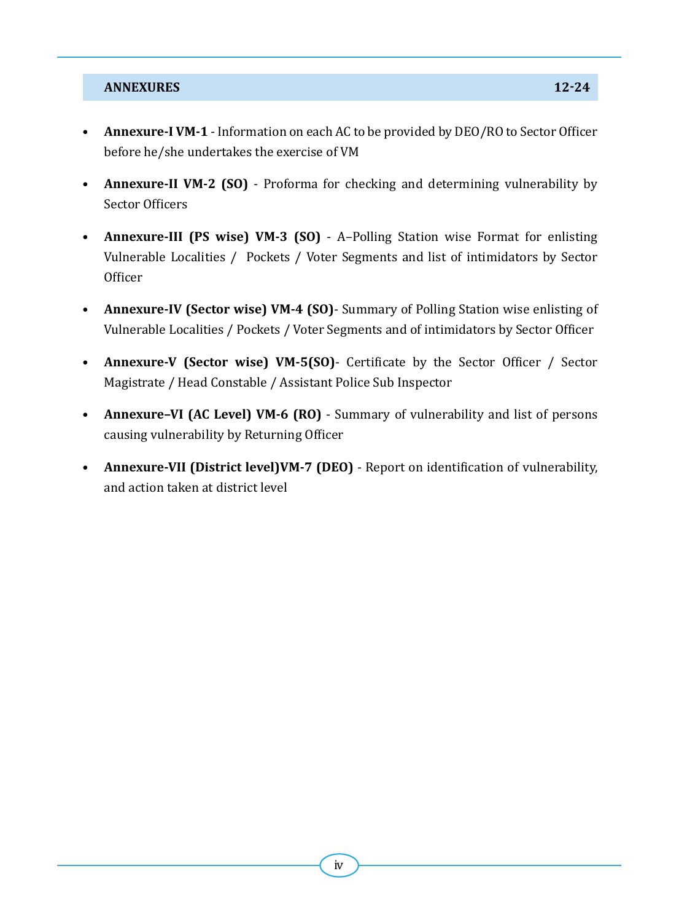## ANNEXURES 12-24

- **Annexure-I VM-1** - Information on each AC to be provided by DEO/RO to Sector Officer before he/she undertakes the exercise of VM
- **Annexure-II VM-2 (SO)** - Proforma for checking and determining vulnerability by Sector Officers
- **Annexure-III (PS wise) VM-3 (SO)** - A–Polling Station wise Format for enlisting Vulnerable Localities / Pockets / Voter Segments and list of intimidators by Sector Officer
- **Annexure-IV (Sector wise) VM-4 (SO)**- Summary of Polling Station wise enlisting of Vulnerable Localities / Pockets / Voter Segments and of intimidators by Sector Officer
- **Annexure-V (Sector wise) VM-5(SO)**- Certificate by the Sector Officer / Sector Magistrate / Head Constable / Assistant Police Sub Inspector
- **Annexure–VI (AC Level) VM-6 (RO)** - Summary of vulnerability and list of persons causing vulnerability by Returning Officer
- **Annexure-VII (District level)VM-7 (DEO)** - Report on identification of vulnerability, and action taken at district level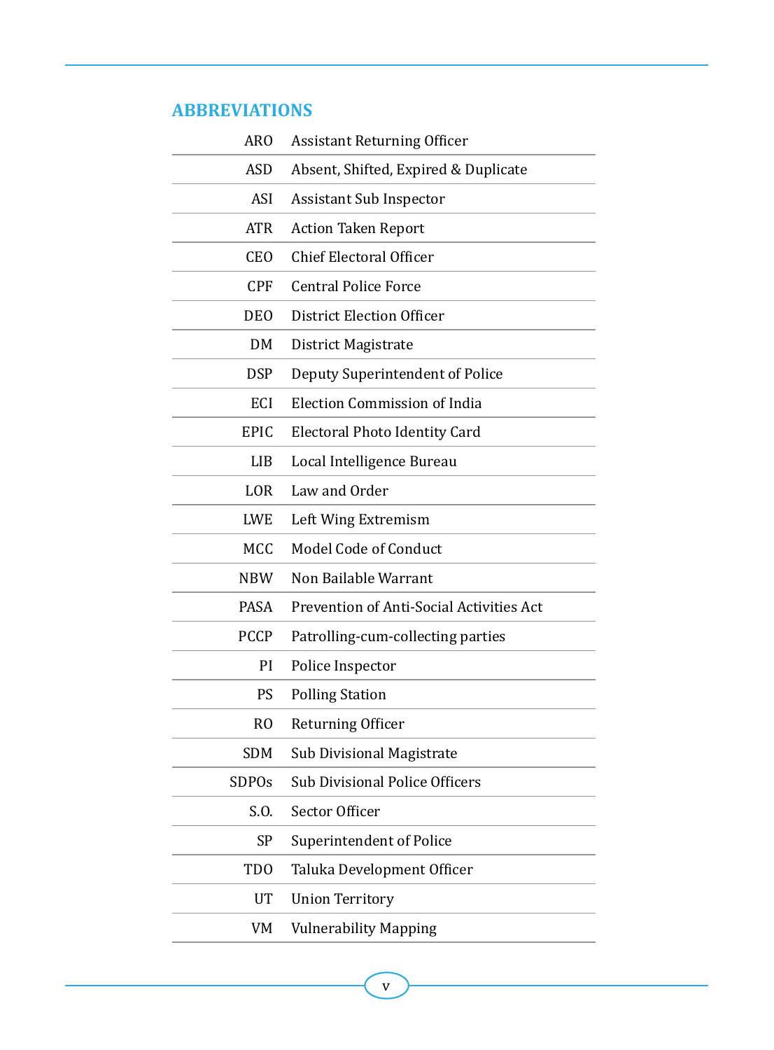## ABBREVIATIONS

| | |
|---|---|
| ARO | Assistant Returning Officer |
| ASD | Absent, Shifted, Expired & Duplicate |
| ASI | Assistant Sub Inspector |
| ATR | Action Taken Report |
| CEO | Chief Electoral Officer |
| CPF | Central Police Force |
| DEO | District Election Officer |
| DM | District Magistrate |
| DSP | Deputy Superintendent of Police |
| ECI | Election Commission of India |
| EPIC | Electoral Photo Identity Card |
| LIB | Local Intelligence Bureau |
| LOR | Law and Order |
| LWE | Left Wing Extremism |
| MCC | Model Code of Conduct |
| NBW | Non Bailable Warrant |
| PASA | Prevention of Anti-Social Activities Act |
| PCCP | Patrolling-cum-collecting parties |
| PI | Police Inspector |
| PS | Polling Station |
| RO | Returning Officer |
| SDM | Sub Divisional Magistrate |
| SDPOs | Sub Divisional Police Officers |
| S.O. | Sector Officer |
| SP | Superintendent of Police |
| TDO | Taluka Development Officer |
| UT | Union Territory |
| VM | Vulnerability Mapping |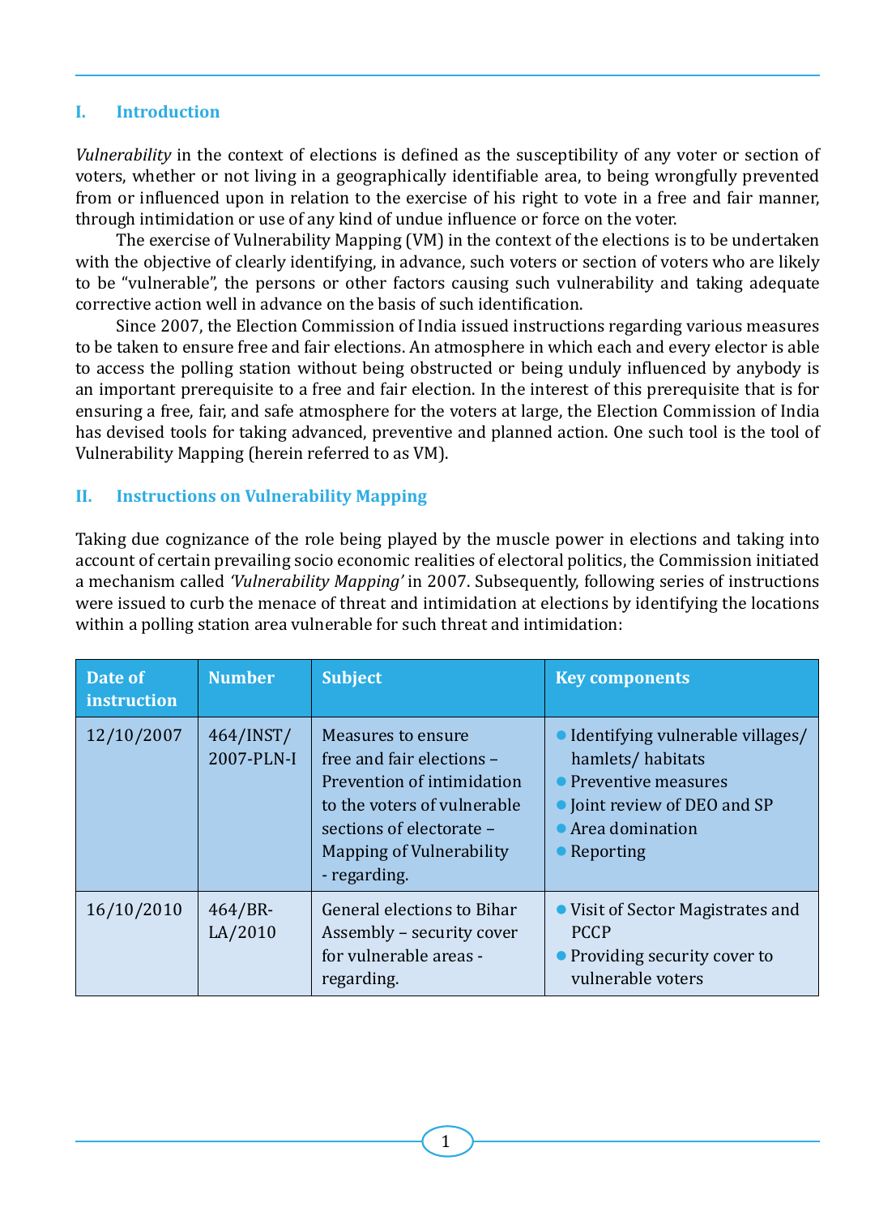## I. Introduction

*Vulnerability* in the context of elections is defined as the susceptibility of any voter or section of voters, whether or not living in a geographically identifiable area, to being wrongfully prevented from or influenced upon in relation to the exercise of his right to vote in a free and fair manner, through intimidation or use of any kind of undue influence or force on the voter.

The exercise of Vulnerability Mapping (VM) in the context of the elections is to be undertaken with the objective of clearly identifying, in advance, such voters or section of voters who are likely to be "vulnerable", the persons or other factors causing such vulnerability and taking adequate corrective action well in advance on the basis of such identification.

Since 2007, the Election Commission of India issued instructions regarding various measures to be taken to ensure free and fair elections. An atmosphere in which each and every elector is able to access the polling station without being obstructed or being unduly influenced by anybody is an important prerequisite to a free and fair election. In the interest of this prerequisite that is for ensuring a free, fair, and safe atmosphere for the voters at large, the Election Commission of India has devised tools for taking advanced, preventive and planned action. One such tool is the tool of Vulnerability Mapping (herein referred to as VM).

## II. Instructions on Vulnerability Mapping

Taking due cognizance of the role being played by the muscle power in elections and taking into account of certain prevailing socio economic realities of electoral politics, the Commission initiated a mechanism called *'Vulnerability Mapping'* in 2007. Subsequently, following series of instructions were issued to curb the menace of threat and intimidation at elections by identifying the locations within a polling station area vulnerable for such threat and intimidation:

| Date of instruction | Number | Subject | Key components |
|---|---|---|---|
| 12/10/2007 | 464/INST/ 2007-PLN-I | Measures to ensure free and fair elections – Prevention of intimidation to the voters of vulnerable sections of electorate – Mapping of Vulnerability - regarding. | • Identifying vulnerable villages/ hamlets/ habitats<br>• Preventive measures<br>• Joint review of DEO and SP<br>• Area domination<br>• Reporting |
| 16/10/2010 | 464/BR-LA/2010 | General elections to Bihar Assembly – security cover for vulnerable areas - regarding. | • Visit of Sector Magistrates and PCCP<br>• Providing security cover to vulnerable voters |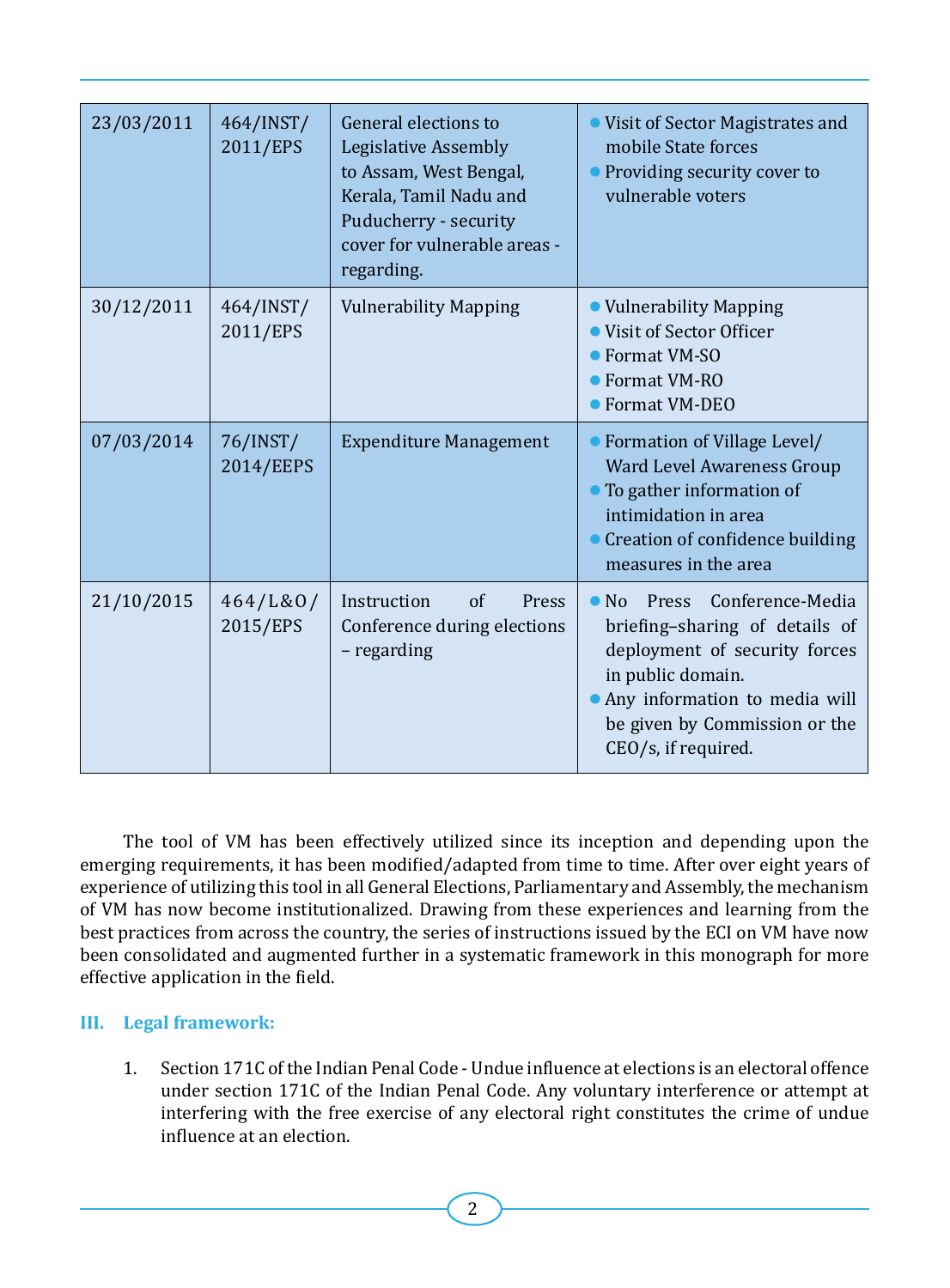| | | | |
|---|---|---|---|
| 23/03/2011 | 464/INST/2011/EPS | General elections to Legislative Assembly to Assam, West Bengal, Kerala, Tamil Nadu and Puducherry - security cover for vulnerable areas - regarding. | • Visit of Sector Magistrates and mobile State forces<br>• Providing security cover to vulnerable voters |
| 30/12/2011 | 464/INST/2011/EPS | Vulnerability Mapping | • Vulnerability Mapping<br>• Visit of Sector Officer<br>• Format VM-SO<br>• Format VM-RO<br>• Format VM-DEO |
| 07/03/2014 | 76/INST/2014/EEPS | Expenditure Management | • Formation of Village Level/ Ward Level Awareness Group<br>• To gather information of intimidation in area<br>• Creation of confidence building measures in the area |
| 21/10/2015 | 464/L&O/2015/EPS | Instruction of Press Conference during elections – regarding | • No Press Conference-Media briefing–sharing of details of deployment of security forces in public domain.<br>• Any information to media will be given by Commission or the CEO/s, if required. |

The tool of VM has been effectively utilized since its inception and depending upon the emerging requirements, it has been modified/adapted from time to time. After over eight years of experience of utilizing this tool in all General Elections, Parliamentary and Assembly, the mechanism of VM has now become institutionalized. Drawing from these experiences and learning from the best practices from across the country, the series of instructions issued by the ECI on VM have now been consolidated and augmented further in a systematic framework in this monograph for more effective application in the field.

### III. Legal framework:

1. Section 171C of the Indian Penal Code - Undue influence at elections is an electoral offence under section 171C of the Indian Penal Code. Any voluntary interference or attempt at interfering with the free exercise of any electoral right constitutes the crime of undue influence at an election.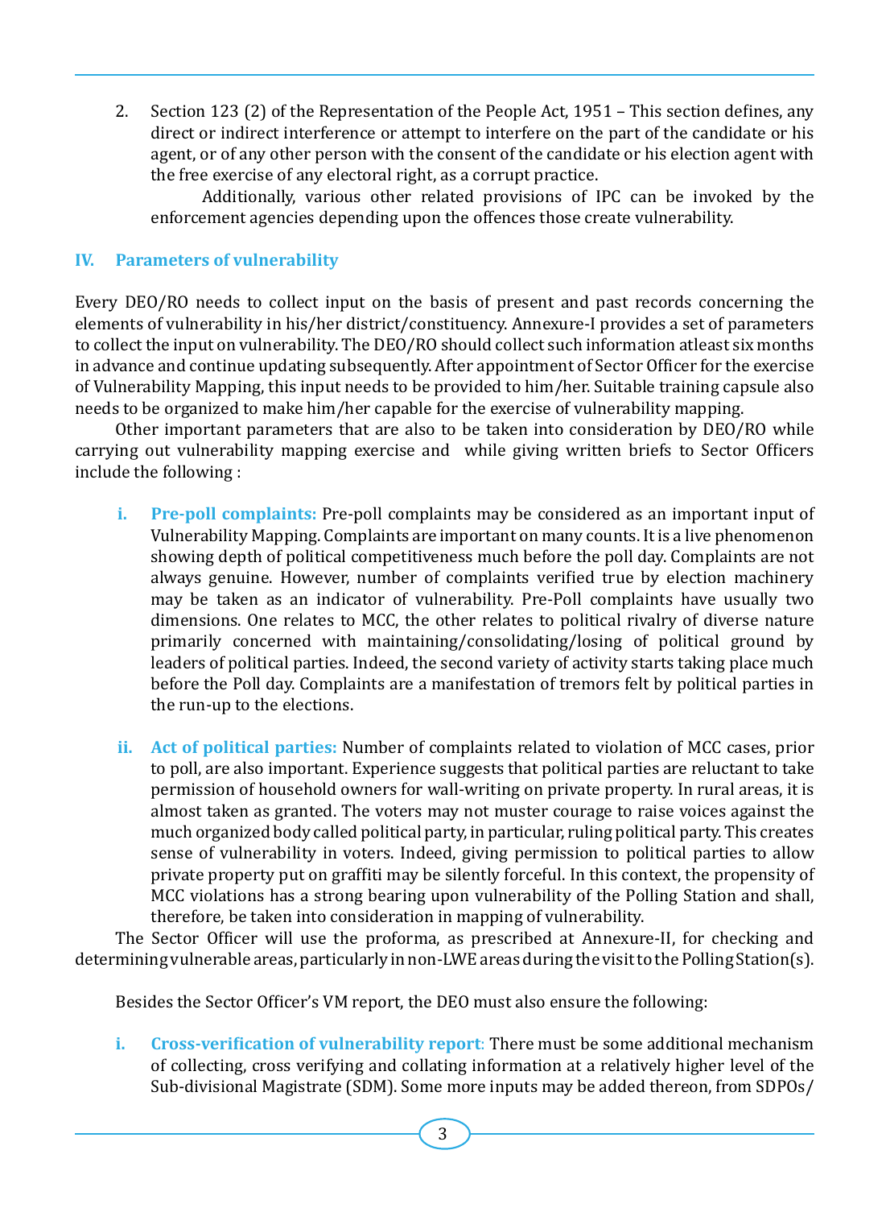2. Section 123 (2) of the Representation of the People Act, 1951 – This section defines, any direct or indirect interference or attempt to interfere on the part of the candidate or his agent, or of any other person with the consent of the candidate or his election agent with the free exercise of any electoral right, as a corrupt practice.

   Additionally, various other related provisions of IPC can be invoked by the enforcement agencies depending upon the offences those create vulnerability.

## IV. Parameters of vulnerability

Every DEO/RO needs to collect input on the basis of present and past records concerning the elements of vulnerability in his/her district/constituency. Annexure-I provides a set of parameters to collect the input on vulnerability. The DEO/RO should collect such information atleast six months in advance and continue updating subsequently. After appointment of Sector Officer for the exercise of Vulnerability Mapping, this input needs to be provided to him/her. Suitable training capsule also needs to be organized to make him/her capable for the exercise of vulnerability mapping.

Other important parameters that are also to be taken into consideration by DEO/RO while carrying out vulnerability mapping exercise and while giving written briefs to Sector Officers include the following :

i. **Pre-poll complaints:** Pre-poll complaints may be considered as an important input of Vulnerability Mapping. Complaints are important on many counts. It is a live phenomenon showing depth of political competitiveness much before the poll day. Complaints are not always genuine. However, number of complaints verified true by election machinery may be taken as an indicator of vulnerability. Pre-Poll complaints have usually two dimensions. One relates to MCC, the other relates to political rivalry of diverse nature primarily concerned with maintaining/consolidating/losing of political ground by leaders of political parties. Indeed, the second variety of activity starts taking place much before the Poll day. Complaints are a manifestation of tremors felt by political parties in the run-up to the elections.

ii. **Act of political parties:** Number of complaints related to violation of MCC cases, prior to poll, are also important. Experience suggests that political parties are reluctant to take permission of household owners for wall-writing on private property. In rural areas, it is almost taken as granted. The voters may not muster courage to raise voices against the much organized body called political party, in particular, ruling political party. This creates sense of vulnerability in voters. Indeed, giving permission to political parties to allow private property put on graffiti may be silently forceful. In this context, the propensity of MCC violations has a strong bearing upon vulnerability of the Polling Station and shall, therefore, be taken into consideration in mapping of vulnerability.

The Sector Officer will use the proforma, as prescribed at Annexure-II, for checking and determining vulnerable areas, particularly in non-LWE areas during the visit to the Polling Station(s).

Besides the Sector Officer's VM report, the DEO must also ensure the following:

i. **Cross-verification of vulnerability report:** There must be some additional mechanism of collecting, cross verifying and collating information at a relatively higher level of the Sub-divisional Magistrate (SDM). Some more inputs may be added thereon, from SDPOs/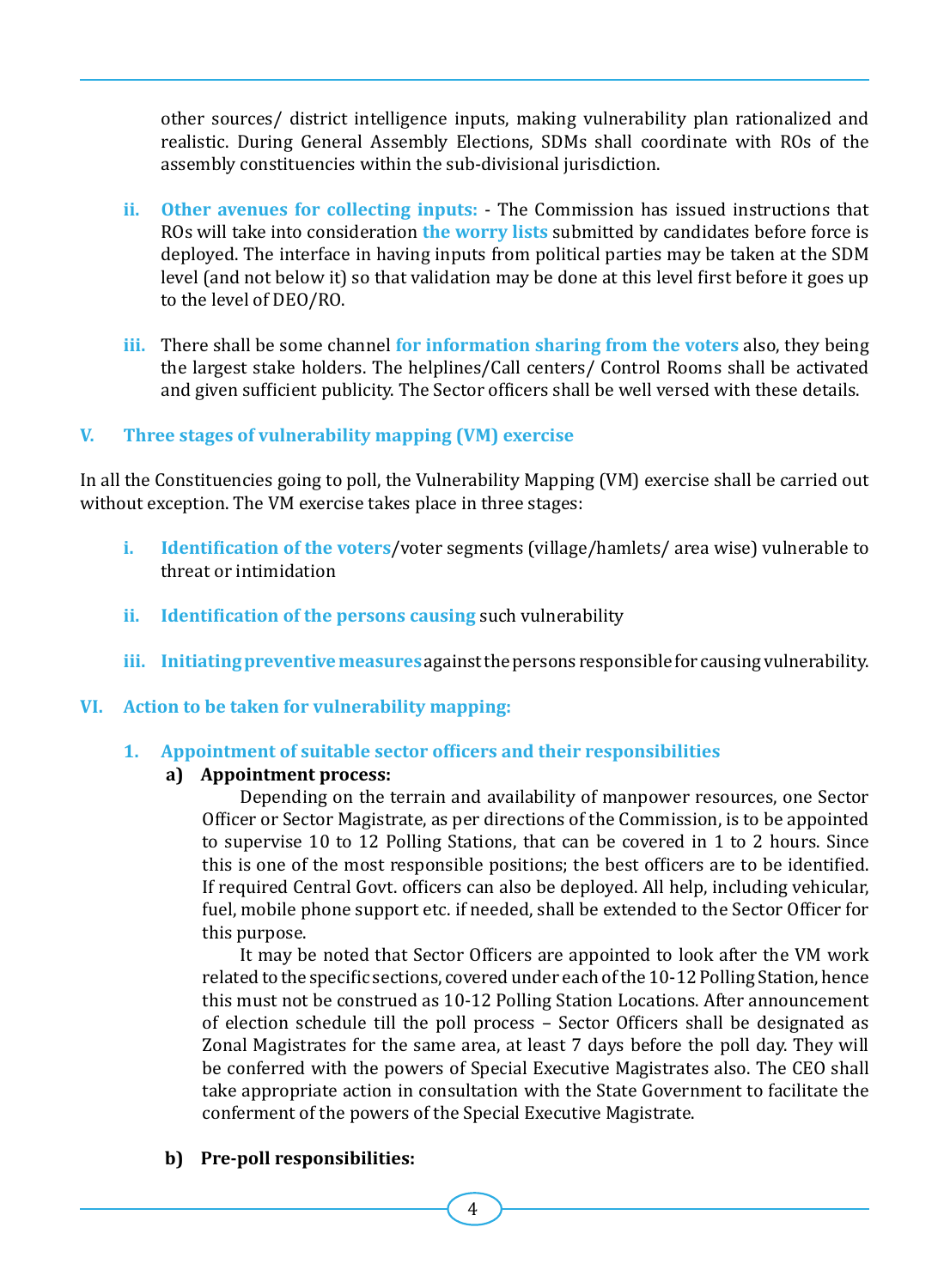other sources/ district intelligence inputs, making vulnerability plan rationalized and realistic. During General Assembly Elections, SDMs shall coordinate with ROs of the assembly constituencies within the sub-divisional jurisdiction.

ii. **Other avenues for collecting inputs:** - The Commission has issued instructions that ROs will take into consideration **the worry lists** submitted by candidates before force is deployed. The interface in having inputs from political parties may be taken at the SDM level (and not below it) so that validation may be done at this level first before it goes up to the level of DEO/RO.

iii. There shall be some channel **for information sharing from the voters** also, they being the largest stake holders. The helplines/Call centers/ Control Rooms shall be activated and given sufficient publicity. The Sector officers shall be well versed with these details.

## V. Three stages of vulnerability mapping (VM) exercise

In all the Constituencies going to poll, the Vulnerability Mapping (VM) exercise shall be carried out without exception. The VM exercise takes place in three stages:

i. **Identification of the voters**/voter segments (village/hamlets/ area wise) vulnerable to threat or intimidation

ii. **Identification of the persons causing** such vulnerability

iii. **Initiating preventive measures** against the persons responsible for causing vulnerability.

## VI. Action to be taken for vulnerability mapping:

### 1. Appointment of suitable sector officers and their responsibilities

**a) Appointment process:**

Depending on the terrain and availability of manpower resources, one Sector Officer or Sector Magistrate, as per directions of the Commission, is to be appointed to supervise 10 to 12 Polling Stations, that can be covered in 1 to 2 hours. Since this is one of the most responsible positions; the best officers are to be identified. If required Central Govt. officers can also be deployed. All help, including vehicular, fuel, mobile phone support etc. if needed, shall be extended to the Sector Officer for this purpose.

It may be noted that Sector Officers are appointed to look after the VM work related to the specific sections, covered under each of the 10-12 Polling Station, hence this must not be construed as 10-12 Polling Station Locations. After announcement of election schedule till the poll process – Sector Officers shall be designated as Zonal Magistrates for the same area, at least 7 days before the poll day. They will be conferred with the powers of Special Executive Magistrates also. The CEO shall take appropriate action in consultation with the State Government to facilitate the conferment of the powers of the Special Executive Magistrate.

**b) Pre-poll responsibilities:**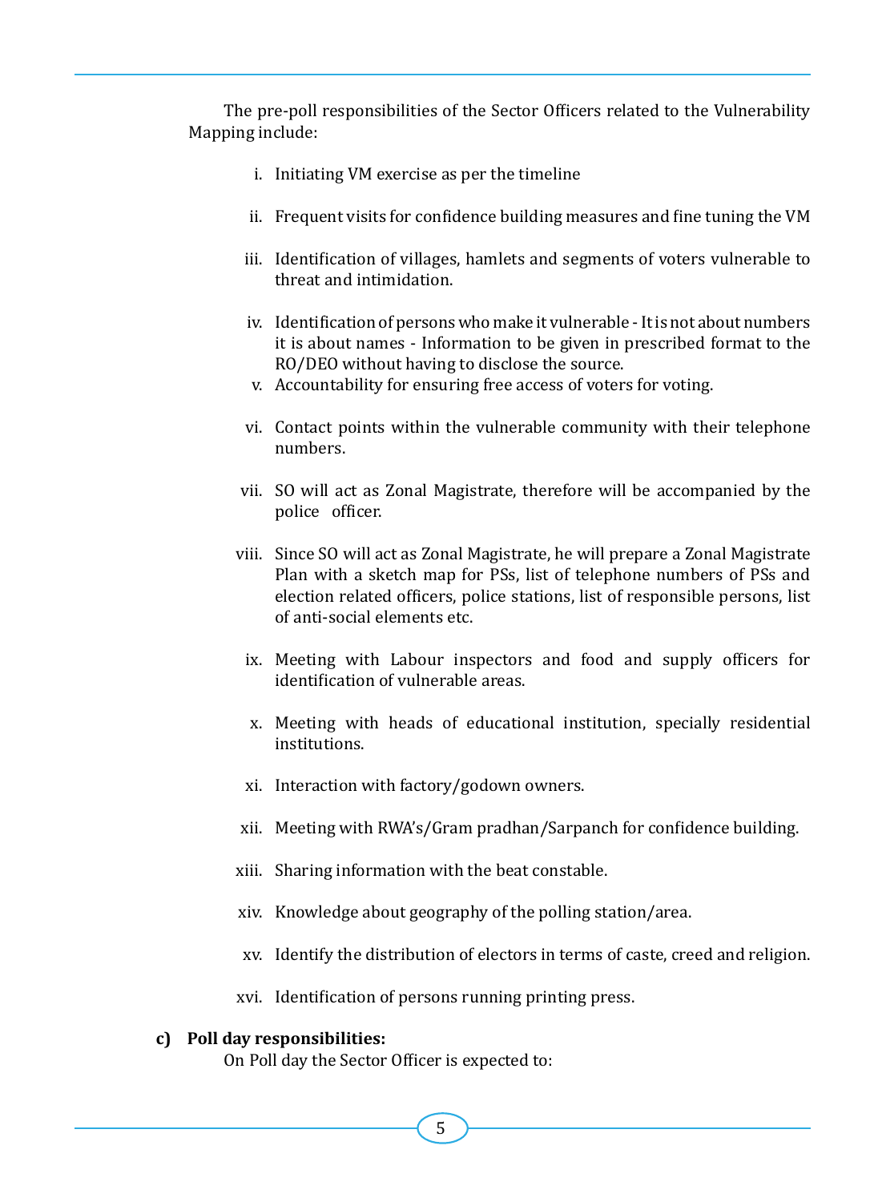The pre-poll responsibilities of the Sector Officers related to the Vulnerability Mapping include:

i. Initiating VM exercise as per the timeline

ii. Frequent visits for confidence building measures and fine tuning the VM

iii. Identification of villages, hamlets and segments of voters vulnerable to threat and intimidation.

iv. Identification of persons who make it vulnerable - It is not about numbers it is about names - Information to be given in prescribed format to the RO/DEO without having to disclose the source.

v. Accountability for ensuring free access of voters for voting.

vi. Contact points within the vulnerable community with their telephone numbers.

vii. SO will act as Zonal Magistrate, therefore will be accompanied by the police officer.

viii. Since SO will act as Zonal Magistrate, he will prepare a Zonal Magistrate Plan with a sketch map for PSs, list of telephone numbers of PSs and election related officers, police stations, list of responsible persons, list of anti-social elements etc.

ix. Meeting with Labour inspectors and food and supply officers for identification of vulnerable areas.

x. Meeting with heads of educational institution, specially residential institutions.

xi. Interaction with factory/godown owners.

xii. Meeting with RWA's/Gram pradhan/Sarpanch for confidence building.

xiii. Sharing information with the beat constable.

xiv. Knowledge about geography of the polling station/area.

xv. Identify the distribution of electors in terms of caste, creed and religion.

xvi. Identification of persons running printing press.

**c) Poll day responsibilities:**

On Poll day the Sector Officer is expected to: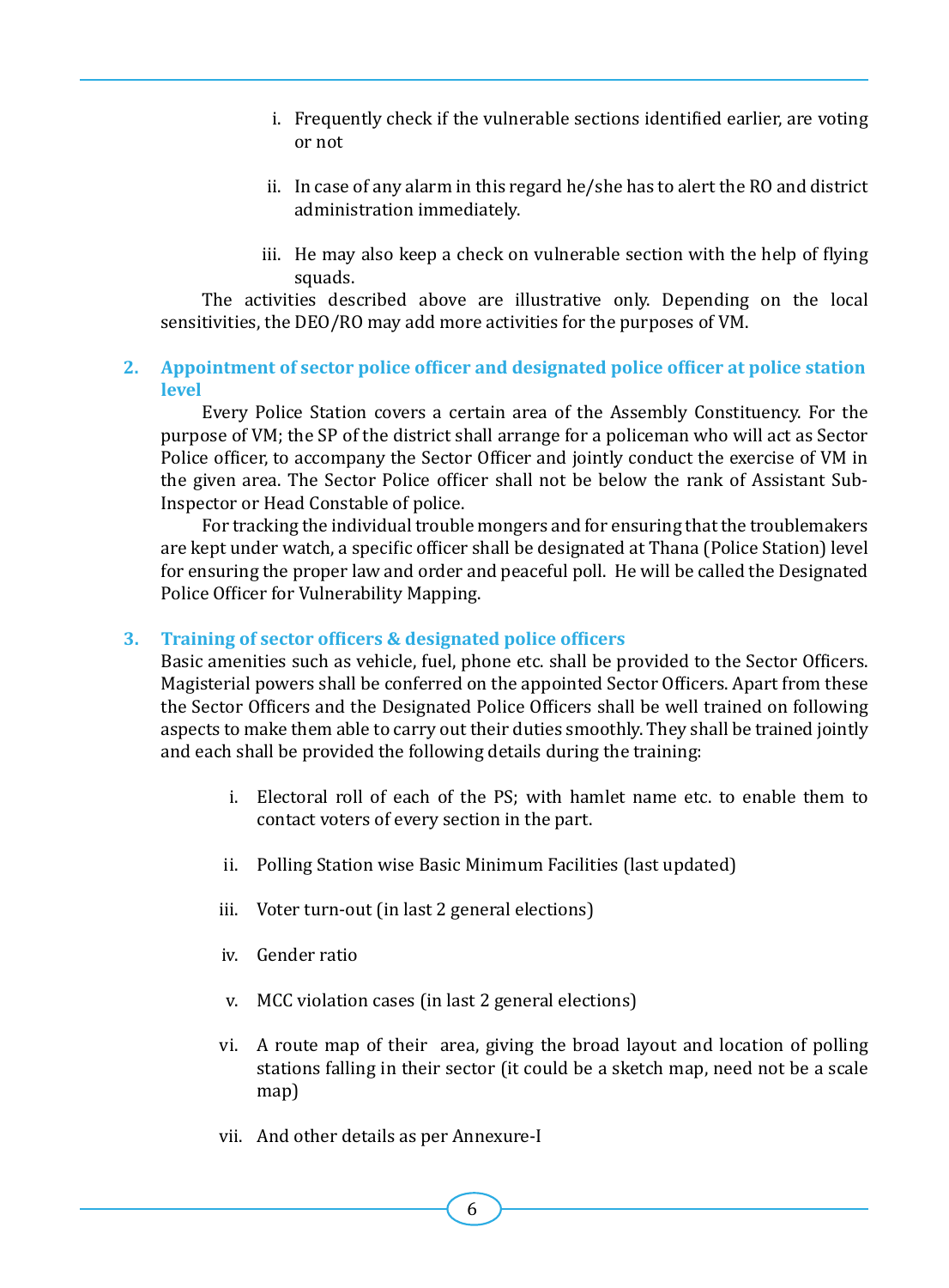i. Frequently check if the vulnerable sections identified earlier, are voting or not

ii. In case of any alarm in this regard he/she has to alert the RO and district administration immediately.

iii. He may also keep a check on vulnerable section with the help of flying squads.

The activities described above are illustrative only. Depending on the local sensitivities, the DEO/RO may add more activities for the purposes of VM.

## 2. Appointment of sector police officer and designated police officer at police station level

Every Police Station covers a certain area of the Assembly Constituency. For the purpose of VM; the SP of the district shall arrange for a policeman who will act as Sector Police officer, to accompany the Sector Officer and jointly conduct the exercise of VM in the given area. The Sector Police officer shall not be below the rank of Assistant Sub-Inspector or Head Constable of police.

For tracking the individual trouble mongers and for ensuring that the troublemakers are kept under watch, a specific officer shall be designated at Thana (Police Station) level for ensuring the proper law and order and peaceful poll. He will be called the Designated Police Officer for Vulnerability Mapping.

## 3. Training of sector officers & designated police officers

Basic amenities such as vehicle, fuel, phone etc. shall be provided to the Sector Officers. Magisterial powers shall be conferred on the appointed Sector Officers. Apart from these the Sector Officers and the Designated Police Officers shall be well trained on following aspects to make them able to carry out their duties smoothly. They shall be trained jointly and each shall be provided the following details during the training:

i. Electoral roll of each of the PS; with hamlet name etc. to enable them to contact voters of every section in the part.

ii. Polling Station wise Basic Minimum Facilities (last updated)

iii. Voter turn-out (in last 2 general elections)

iv. Gender ratio

v. MCC violation cases (in last 2 general elections)

vi. A route map of their area, giving the broad layout and location of polling stations falling in their sector (it could be a sketch map, need not be a scale map)

vii. And other details as per Annexure-I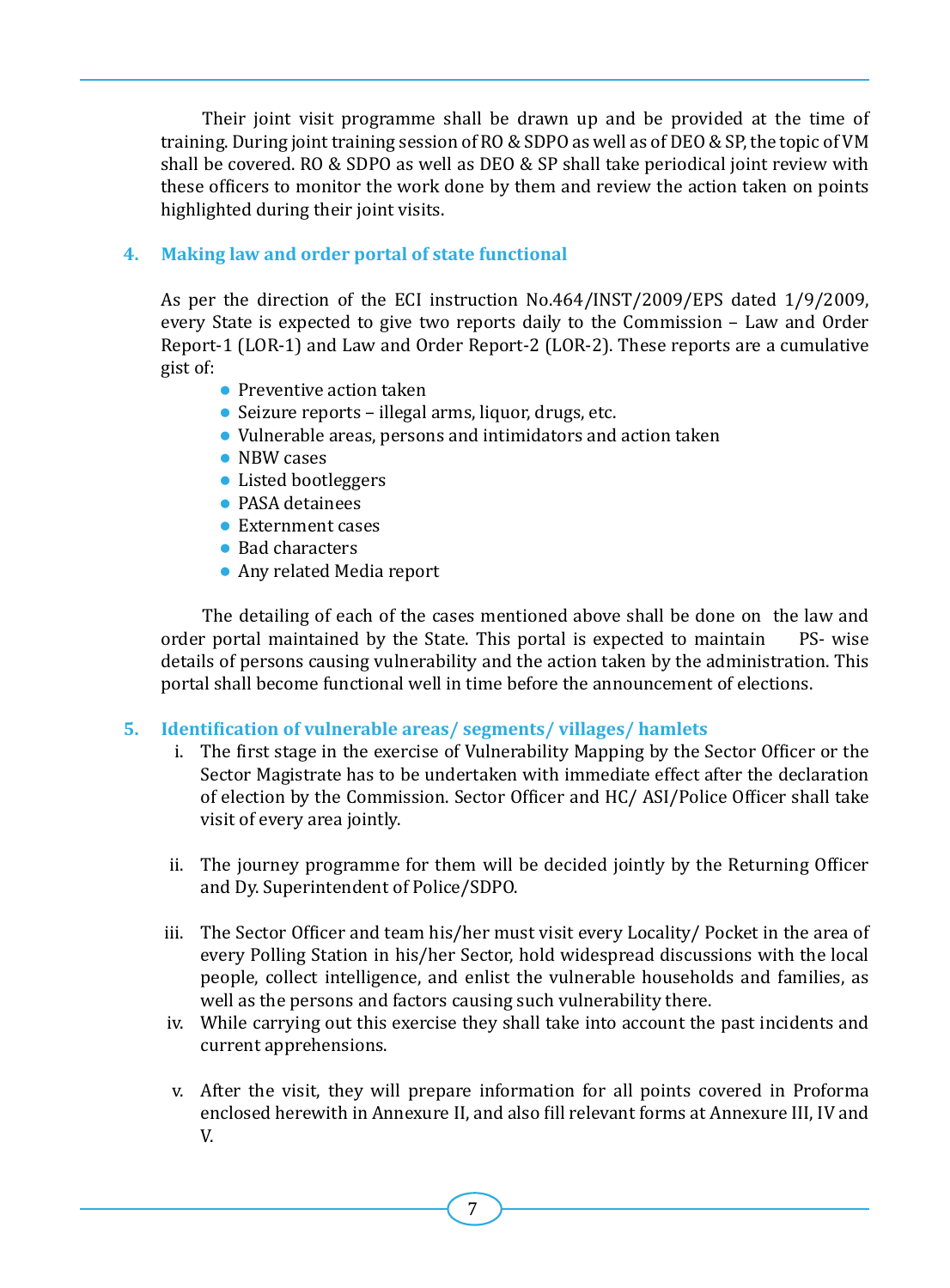Their joint visit programme shall be drawn up and be provided at the time of training. During joint training session of RO & SDPO as well as of DEO & SP, the topic of VM shall be covered. RO & SDPO as well as DEO & SP shall take periodical joint review with these officers to monitor the work done by them and review the action taken on points highlighted during their joint visits.

## 4. Making law and order portal of state functional

As per the direction of the ECI instruction No.464/INST/2009/EPS dated 1/9/2009, every State is expected to give two reports daily to the Commission – Law and Order Report-1 (LOR-1) and Law and Order Report-2 (LOR-2). These reports are a cumulative gist of:

- Preventive action taken
- Seizure reports – illegal arms, liquor, drugs, etc.
- Vulnerable areas, persons and intimidators and action taken
- NBW cases
- Listed bootleggers
- PASA detainees
- Externment cases
- Bad characters
- Any related Media report

The detailing of each of the cases mentioned above shall be done on the law and order portal maintained by the State. This portal is expected to maintain PS- wise details of persons causing vulnerability and the action taken by the administration. This portal shall become functional well in time before the announcement of elections.

## 5. Identification of vulnerable areas/ segments/ villages/ hamlets

i. The first stage in the exercise of Vulnerability Mapping by the Sector Officer or the Sector Magistrate has to be undertaken with immediate effect after the declaration of election by the Commission. Sector Officer and HC/ ASI/Police Officer shall take visit of every area jointly.

ii. The journey programme for them will be decided jointly by the Returning Officer and Dy. Superintendent of Police/SDPO.

iii. The Sector Officer and team his/her must visit every Locality/ Pocket in the area of every Polling Station in his/her Sector, hold widespread discussions with the local people, collect intelligence, and enlist the vulnerable households and families, as well as the persons and factors causing such vulnerability there.

iv. While carrying out this exercise they shall take into account the past incidents and current apprehensions.

v. After the visit, they will prepare information for all points covered in Proforma enclosed herewith in Annexure II, and also fill relevant forms at Annexure III, IV and V.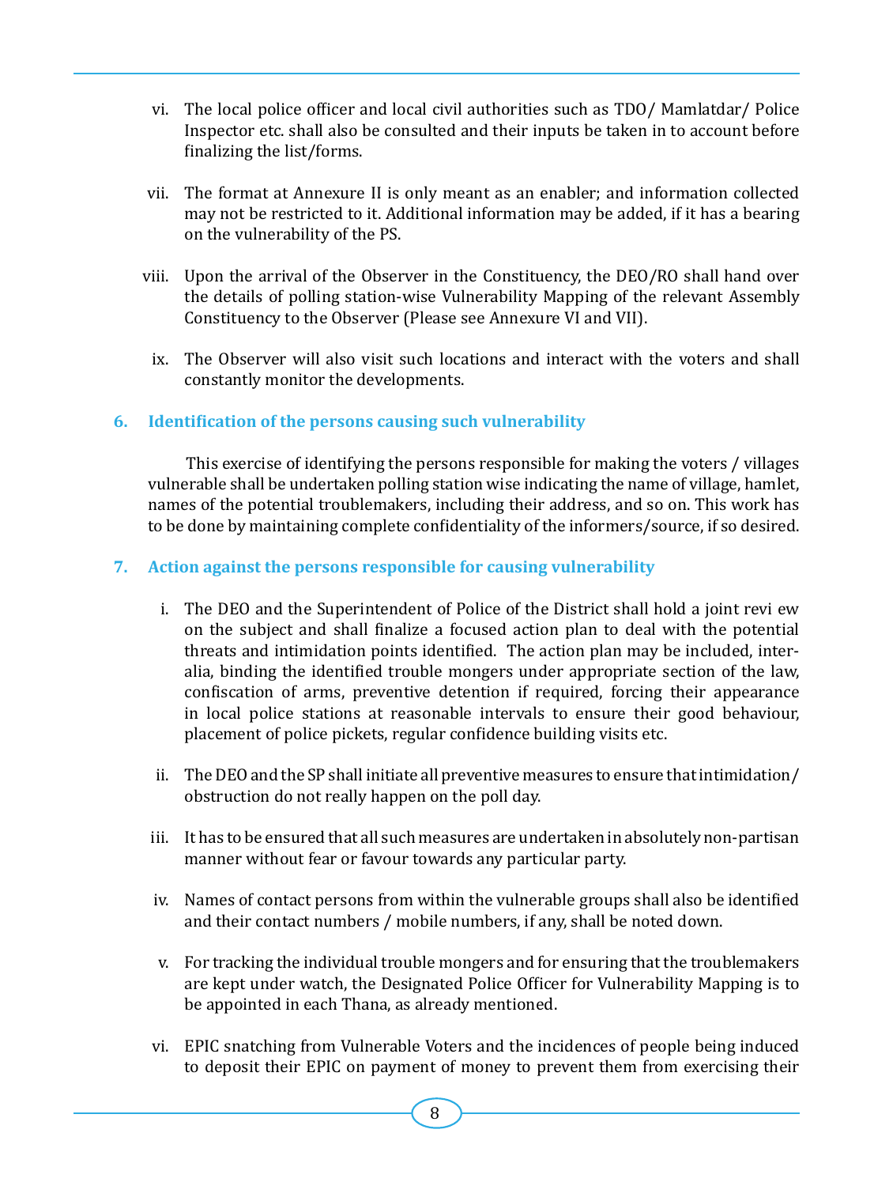vi. The local police officer and local civil authorities such as TDO/ Mamlatdar/ Police Inspector etc. shall also be consulted and their inputs be taken in to account before finalizing the list/forms.

vii. The format at Annexure II is only meant as an enabler; and information collected may not be restricted to it. Additional information may be added, if it has a bearing on the vulnerability of the PS.

viii. Upon the arrival of the Observer in the Constituency, the DEO/RO shall hand over the details of polling station-wise Vulnerability Mapping of the relevant Assembly Constituency to the Observer (Please see Annexure VI and VII).

ix. The Observer will also visit such locations and interact with the voters and shall constantly monitor the developments.

### 6. Identification of the persons causing such vulnerability

This exercise of identifying the persons responsible for making the voters / villages vulnerable shall be undertaken polling station wise indicating the name of village, hamlet, names of the potential troublemakers, including their address, and so on. This work has to be done by maintaining complete confidentiality of the informers/source, if so desired.

### 7. Action against the persons responsible for causing vulnerability

i. The DEO and the Superintendent of Police of the District shall hold a joint revi ew on the subject and shall finalize a focused action plan to deal with the potential threats and intimidation points identified. The action plan may be included, inter-alia, binding the identified trouble mongers under appropriate section of the law, confiscation of arms, preventive detention if required, forcing their appearance in local police stations at reasonable intervals to ensure their good behaviour, placement of police pickets, regular confidence building visits etc.

ii. The DEO and the SP shall initiate all preventive measures to ensure that intimidation/ obstruction do not really happen on the poll day.

iii. It has to be ensured that all such measures are undertaken in absolutely non-partisan manner without fear or favour towards any particular party.

iv. Names of contact persons from within the vulnerable groups shall also be identified and their contact numbers / mobile numbers, if any, shall be noted down.

v. For tracking the individual trouble mongers and for ensuring that the troublemakers are kept under watch, the Designated Police Officer for Vulnerability Mapping is to be appointed in each Thana, as already mentioned.

vi. EPIC snatching from Vulnerable Voters and the incidences of people being induced to deposit their EPIC on payment of money to prevent them from exercising their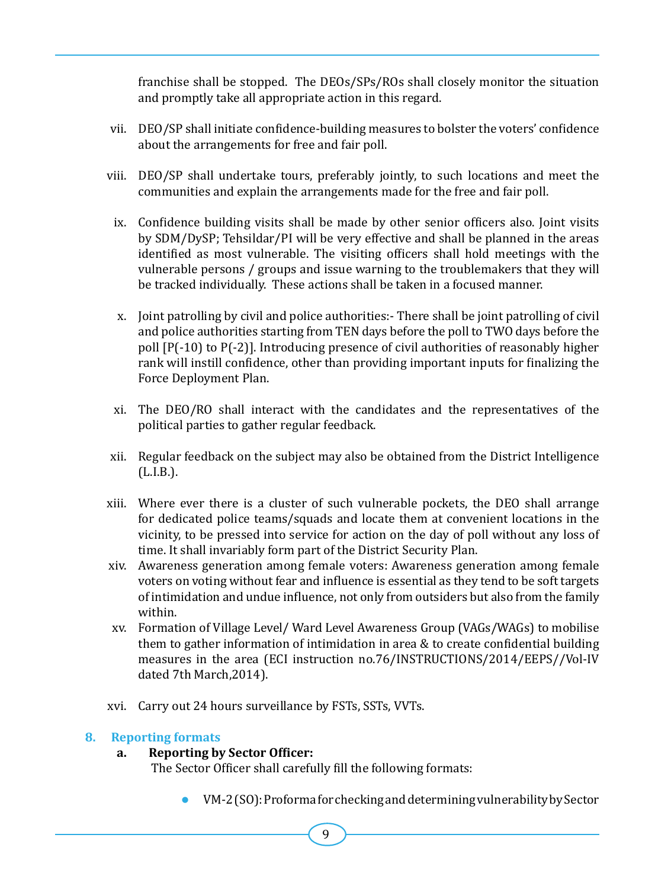franchise shall be stopped. The DEOs/SPs/ROs shall closely monitor the situation and promptly take all appropriate action in this regard.

vii. DEO/SP shall initiate confidence-building measures to bolster the voters' confidence about the arrangements for free and fair poll.

viii. DEO/SP shall undertake tours, preferably jointly, to such locations and meet the communities and explain the arrangements made for the free and fair poll.

ix. Confidence building visits shall be made by other senior officers also. Joint visits by SDM/DySP; Tehsildar/PI will be very effective and shall be planned in the areas identified as most vulnerable. The visiting officers shall hold meetings with the vulnerable persons / groups and issue warning to the troublemakers that they will be tracked individually. These actions shall be taken in a focused manner.

x. Joint patrolling by civil and police authorities:- There shall be joint patrolling of civil and police authorities starting from TEN days before the poll to TWO days before the poll [P(-10) to P(-2)]. Introducing presence of civil authorities of reasonably higher rank will instill confidence, other than providing important inputs for finalizing the Force Deployment Plan.

xi. The DEO/RO shall interact with the candidates and the representatives of the political parties to gather regular feedback.

xii. Regular feedback on the subject may also be obtained from the District Intelligence (L.I.B.).

xiii. Where ever there is a cluster of such vulnerable pockets, the DEO shall arrange for dedicated police teams/squads and locate them at convenient locations in the vicinity, to be pressed into service for action on the day of poll without any loss of time. It shall invariably form part of the District Security Plan.

xiv. Awareness generation among female voters: Awareness generation among female voters on voting without fear and influence is essential as they tend to be soft targets of intimidation and undue influence, not only from outsiders but also from the family within.

xv. Formation of Village Level/ Ward Level Awareness Group (VAGs/WAGs) to mobilise them to gather information of intimidation in area & to create confidential building measures in the area (ECI instruction no.76/INSTRUCTIONS/2014/EEPS//Vol-IV dated 7th March,2014).

xvi. Carry out 24 hours surveillance by FSTs, SSTs, VVTs.

## 8. Reporting formats

**a. Reporting by Sector Officer:**

The Sector Officer shall carefully fill the following formats:

- VM-2 (SO): Proforma for checking and determining vulnerability by Sector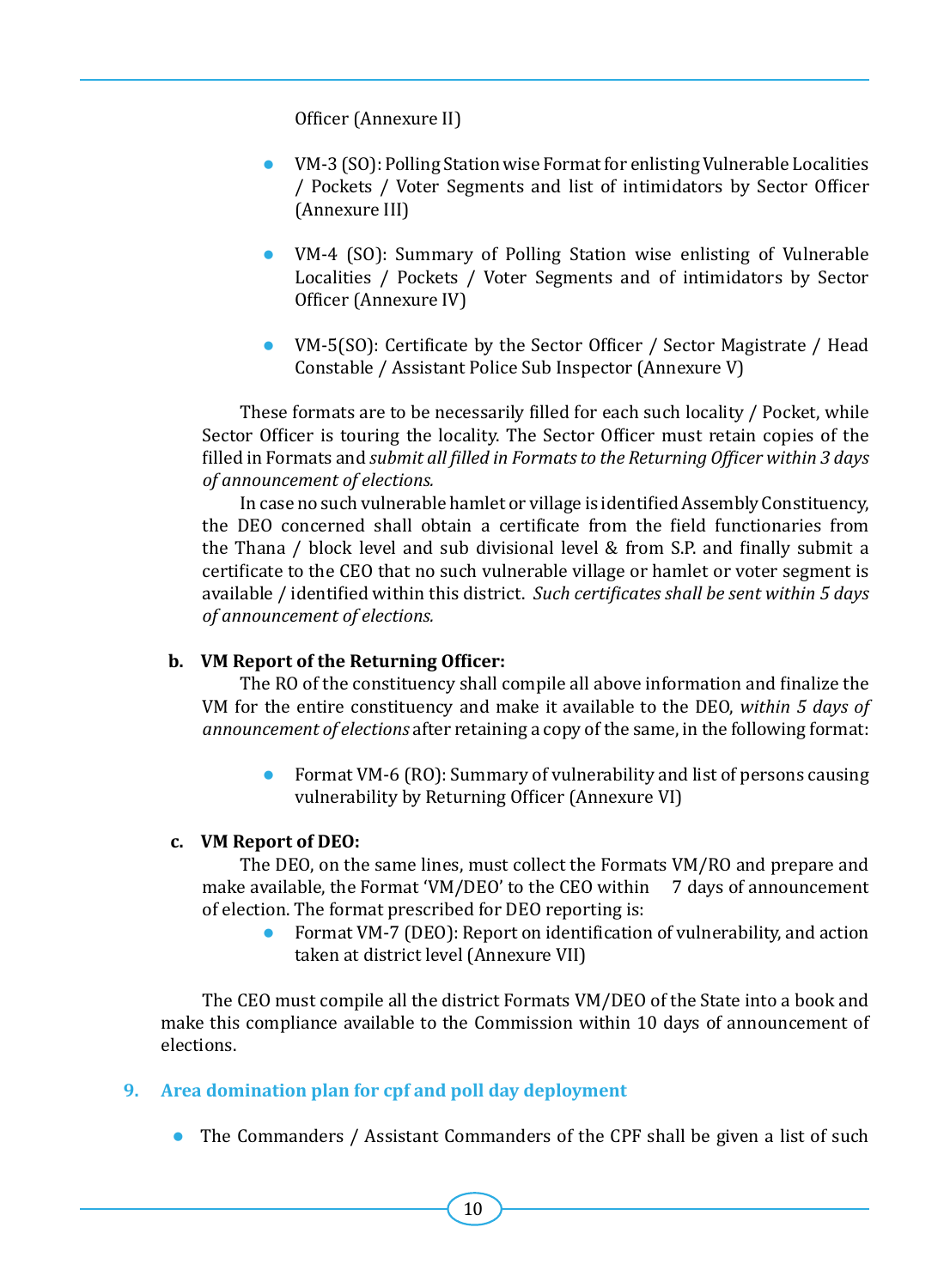Officer (Annexure II)

- VM-3 (SO): Polling Station wise Format for enlisting Vulnerable Localities / Pockets / Voter Segments and list of intimidators by Sector Officer (Annexure III)
- VM-4 (SO): Summary of Polling Station wise enlisting of Vulnerable Localities / Pockets / Voter Segments and of intimidators by Sector Officer (Annexure IV)
- VM-5(SO): Certificate by the Sector Officer / Sector Magistrate / Head Constable / Assistant Police Sub Inspector (Annexure V)

These formats are to be necessarily filled for each such locality / Pocket, while Sector Officer is touring the locality. The Sector Officer must retain copies of the filled in Formats and *submit all filled in Formats to the Returning Officer within 3 days of announcement of elections.*

In case no such vulnerable hamlet or village is identified Assembly Constituency, the DEO concerned shall obtain a certificate from the field functionaries from the Thana / block level and sub divisional level & from S.P. and finally submit a certificate to the CEO that no such vulnerable village or hamlet or voter segment is available / identified within this district. *Such certificates shall be sent within 5 days of announcement of elections.*

**b. VM Report of the Returning Officer:**

The RO of the constituency shall compile all above information and finalize the VM for the entire constituency and make it available to the DEO, *within 5 days of announcement of elections* after retaining a copy of the same, in the following format:

- Format VM-6 (RO): Summary of vulnerability and list of persons causing vulnerability by Returning Officer (Annexure VI)

**c. VM Report of DEO:**

The DEO, on the same lines, must collect the Formats VM/RO and prepare and make available, the Format 'VM/DEO' to the CEO within 7 days of announcement of election. The format prescribed for DEO reporting is:

- Format VM-7 (DEO): Report on identification of vulnerability, and action taken at district level (Annexure VII)

The CEO must compile all the district Formats VM/DEO of the State into a book and make this compliance available to the Commission within 10 days of announcement of elections.

## 9. Area domination plan for cpf and poll day deployment

- The Commanders / Assistant Commanders of the CPF shall be given a list of such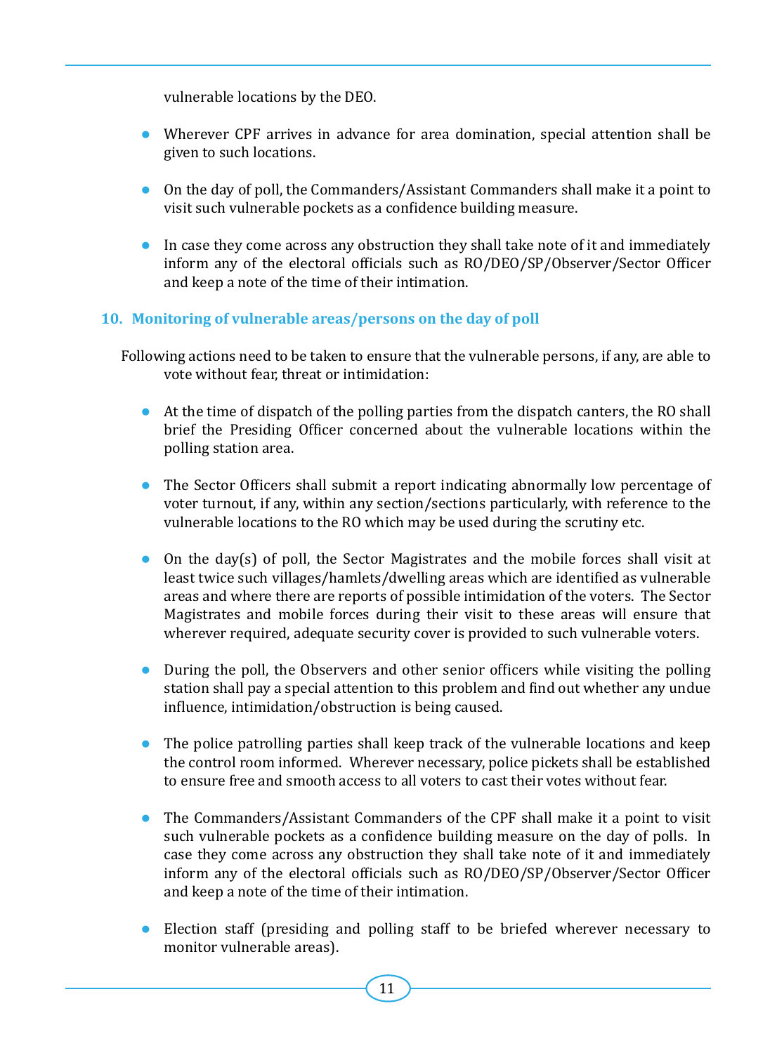vulnerable locations by the DEO.

- Wherever CPF arrives in advance for area domination, special attention shall be given to such locations.

- On the day of poll, the Commanders/Assistant Commanders shall make it a point to visit such vulnerable pockets as a confidence building measure.

- In case they come across any obstruction they shall take note of it and immediately inform any of the electoral officials such as RO/DEO/SP/Observer/Sector Officer and keep a note of the time of their intimation.

## 10. Monitoring of vulnerable areas/persons on the day of poll

Following actions need to be taken to ensure that the vulnerable persons, if any, are able to vote without fear, threat or intimidation:

- At the time of dispatch of the polling parties from the dispatch canters, the RO shall brief the Presiding Officer concerned about the vulnerable locations within the polling station area.

- The Sector Officers shall submit a report indicating abnormally low percentage of voter turnout, if any, within any section/sections particularly, with reference to the vulnerable locations to the RO which may be used during the scrutiny etc.

- On the day(s) of poll, the Sector Magistrates and the mobile forces shall visit at least twice such villages/hamlets/dwelling areas which are identified as vulnerable areas and where there are reports of possible intimidation of the voters. The Sector Magistrates and mobile forces during their visit to these areas will ensure that wherever required, adequate security cover is provided to such vulnerable voters.

- During the poll, the Observers and other senior officers while visiting the polling station shall pay a special attention to this problem and find out whether any undue influence, intimidation/obstruction is being caused.

- The police patrolling parties shall keep track of the vulnerable locations and keep the control room informed. Wherever necessary, police pickets shall be established to ensure free and smooth access to all voters to cast their votes without fear.

- The Commanders/Assistant Commanders of the CPF shall make it a point to visit such vulnerable pockets as a confidence building measure on the day of polls. In case they come across any obstruction they shall take note of it and immediately inform any of the electoral officials such as RO/DEO/SP/Observer/Sector Officer and keep a note of the time of their intimation.

- Election staff (presiding and polling staff to be briefed wherever necessary to monitor vulnerable areas).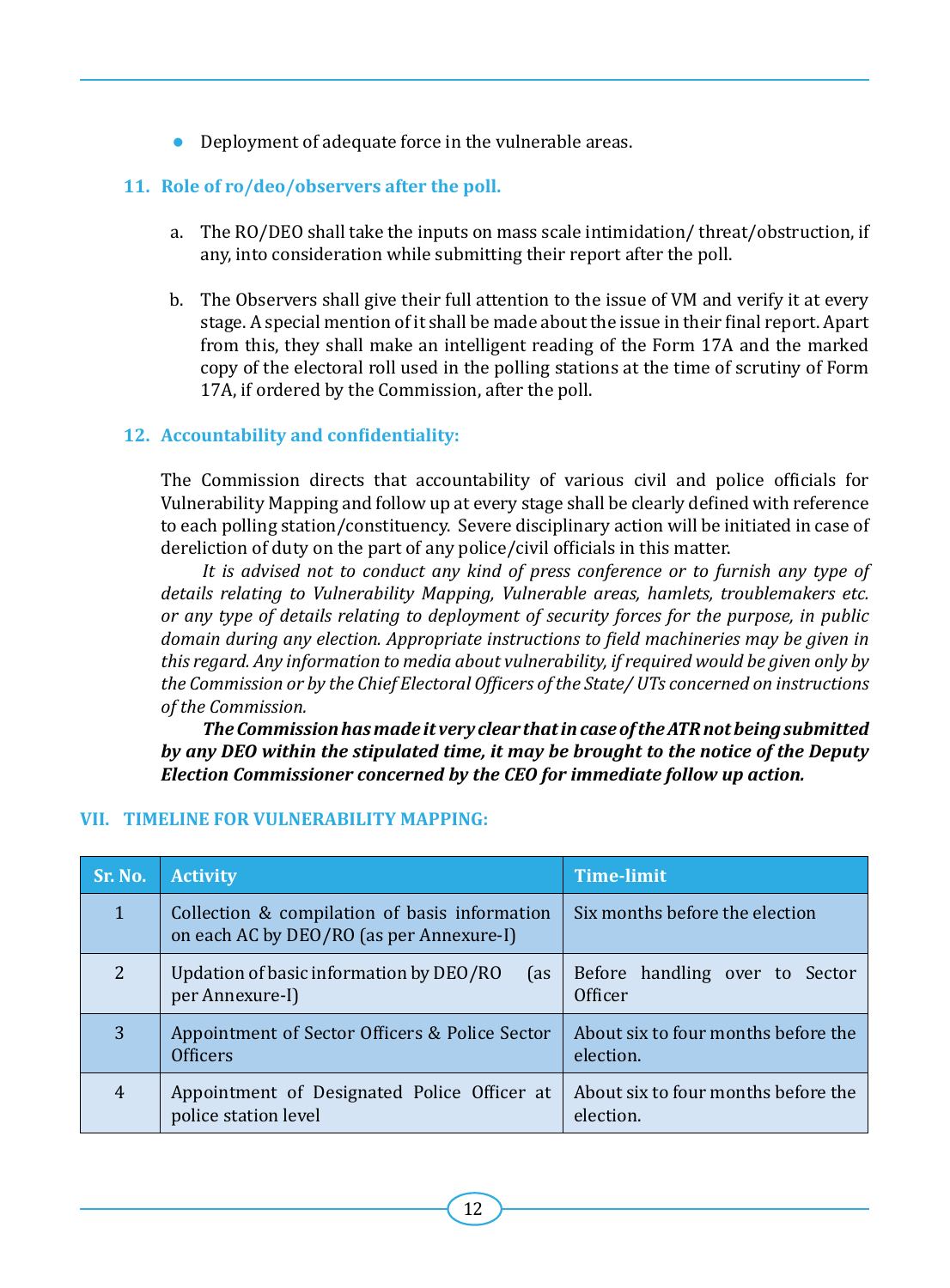- Deployment of adequate force in the vulnerable areas.

### 11. Role of ro/deo/observers after the poll.

a. The RO/DEO shall take the inputs on mass scale intimidation/ threat/obstruction, if any, into consideration while submitting their report after the poll.

b. The Observers shall give their full attention to the issue of VM and verify it at every stage. A special mention of it shall be made about the issue in their final report. Apart from this, they shall make an intelligent reading of the Form 17A and the marked copy of the electoral roll used in the polling stations at the time of scrutiny of Form 17A, if ordered by the Commission, after the poll.

### 12. Accountability and confidentiality:

The Commission directs that accountability of various civil and police officials for Vulnerability Mapping and follow up at every stage shall be clearly defined with reference to each polling station/constituency. Severe disciplinary action will be initiated in case of dereliction of duty on the part of any police/civil officials in this matter.

*It is advised not to conduct any kind of press conference or to furnish any type of details relating to Vulnerability Mapping, Vulnerable areas, hamlets, troublemakers etc. or any type of details relating to deployment of security forces for the purpose, in public domain during any election. Appropriate instructions to field machineries may be given in this regard. Any information to media about vulnerability, if required would be given only by the Commission or by the Chief Electoral Officers of the State/ UTs concerned on instructions of the Commission.*

***The Commission has made it very clear that in case of the ATR not being submitted by any DEO within the stipulated time, it may be brought to the notice of the Deputy Election Commissioner concerned by the CEO for immediate follow up action.***

## VII. TIMELINE FOR VULNERABILITY MAPPING:

| Sr. No. | Activity | Time-limit |
|---|---|---|
| 1 | Collection & compilation of basis information on each AC by DEO/RO (as per Annexure-I) | Six months before the election |
| 2 | Updation of basic information by DEO/RO (as per Annexure-I) | Before handling over to Sector Officer |
| 3 | Appointment of Sector Officers & Police Sector Officers | About six to four months before the election. |
| 4 | Appointment of Designated Police Officer at police station level | About six to four months before the election. |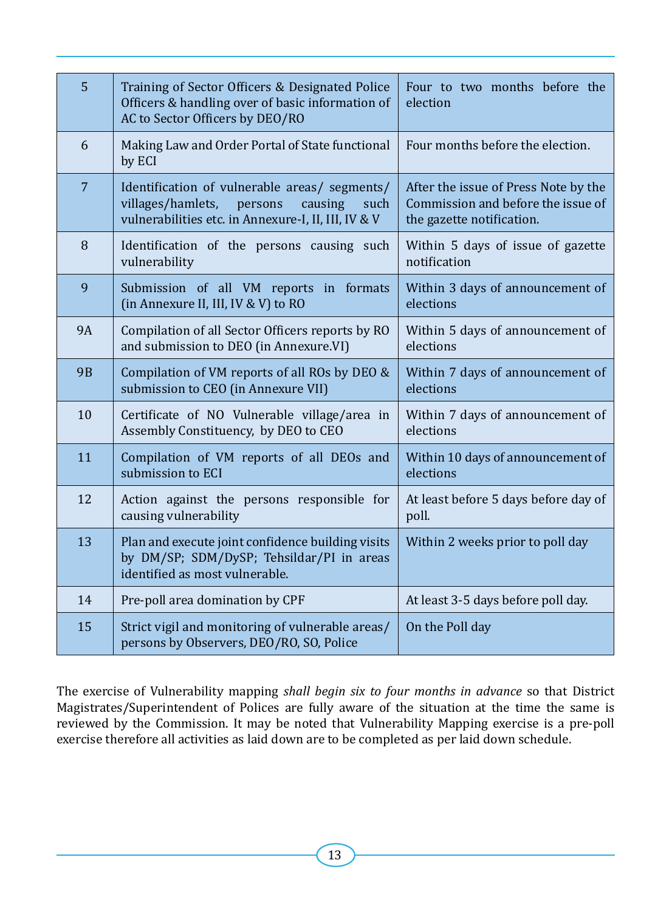| 5 | Training of Sector Officers & Designated Police Officers & handling over of basic information of AC to Sector Officers by DEO/RO | Four to two months before the election |
|---|---|---|
| 6 | Making Law and Order Portal of State functional by ECI | Four months before the election. |
| 7 | Identification of vulnerable areas/ segments/ villages/hamlets, persons causing such vulnerabilities etc. in Annexure-I, II, III, IV & V | After the issue of Press Note by the Commission and before the issue of the gazette notification. |
| 8 | Identification of the persons causing such vulnerability | Within 5 days of issue of gazette notification |
| 9 | Submission of all VM reports in formats (in Annexure II, III, IV & V) to RO | Within 3 days of announcement of elections |
| 9A | Compilation of all Sector Officers reports by RO and submission to DEO (in Annexure.VI) | Within 5 days of announcement of elections |
| 9B | Compilation of VM reports of all ROs by DEO & submission to CEO (in Annexure VII) | Within 7 days of announcement of elections |
| 10 | Certificate of NO Vulnerable village/area in Assembly Constituency, by DEO to CEO | Within 7 days of announcement of elections |
| 11 | Compilation of VM reports of all DEOs and submission to ECI | Within 10 days of announcement of elections |
| 12 | Action against the persons responsible for causing vulnerability | At least before 5 days before day of poll. |
| 13 | Plan and execute joint confidence building visits by DM/SP; SDM/DySP; Tehsildar/PI in areas identified as most vulnerable. | Within 2 weeks prior to poll day |
| 14 | Pre-poll area domination by CPF | At least 3-5 days before poll day. |
| 15 | Strict vigil and monitoring of vulnerable areas/ persons by Observers, DEO/RO, SO, Police | On the Poll day |

The exercise of Vulnerability mapping *shall begin six to four months in advance* so that District Magistrates/Superintendent of Polices are fully aware of the situation at the time the same is reviewed by the Commission. It may be noted that Vulnerability Mapping exercise is a pre-poll exercise therefore all activities as laid down are to be completed as per laid down schedule.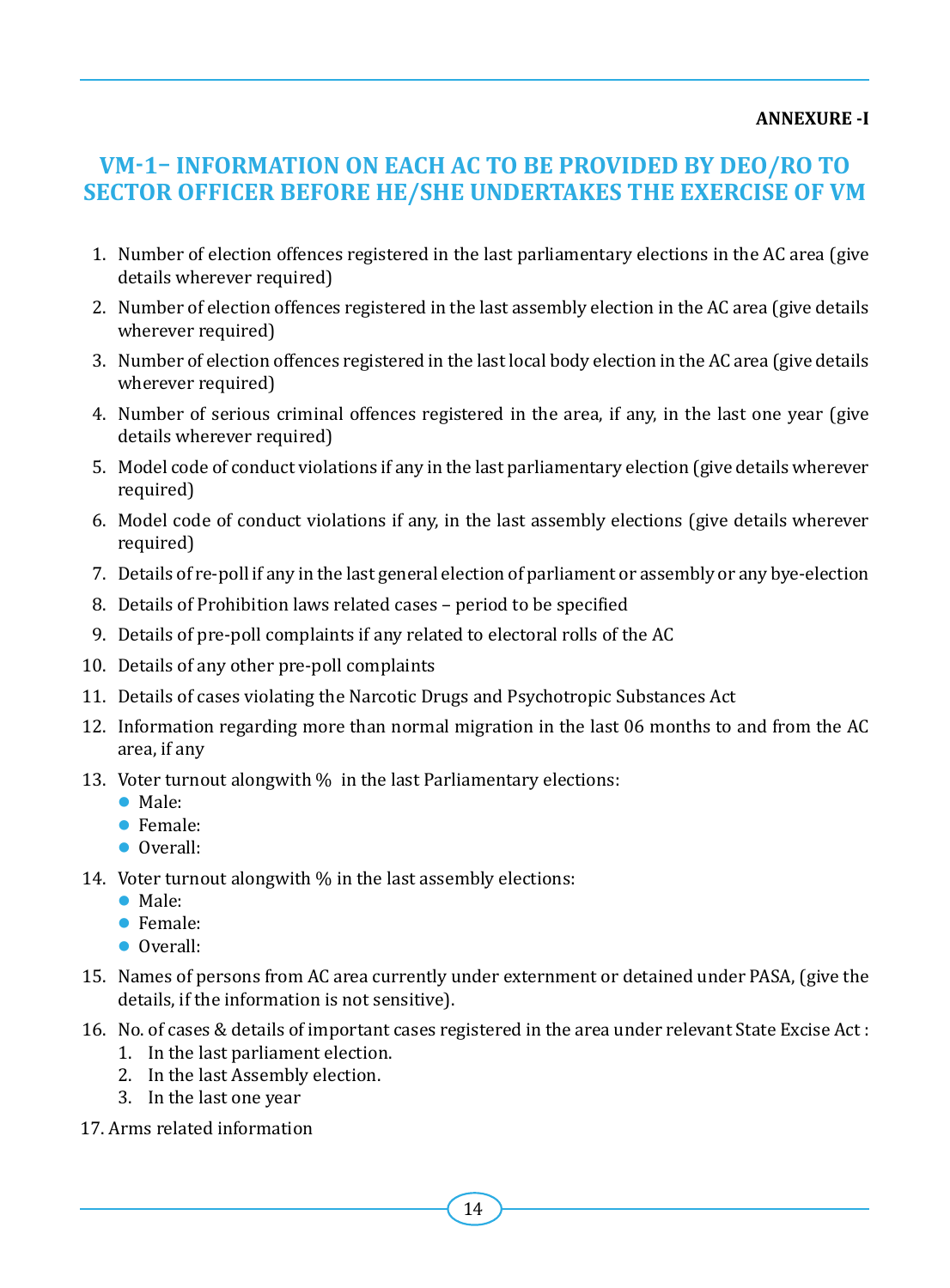**ANNEXURE -I**

## VM-1– INFORMATION ON EACH AC TO BE PROVIDED BY DEO/RO TO SECTOR OFFICER BEFORE HE/SHE UNDERTAKES THE EXERCISE OF VM

1. Number of election offences registered in the last parliamentary elections in the AC area (give details wherever required)
2. Number of election offences registered in the last assembly election in the AC area (give details wherever required)
3. Number of election offences registered in the last local body election in the AC area (give details wherever required)
4. Number of serious criminal offences registered in the area, if any, in the last one year (give details wherever required)
5. Model code of conduct violations if any in the last parliamentary election (give details wherever required)
6. Model code of conduct violations if any, in the last assembly elections (give details wherever required)
7. Details of re-poll if any in the last general election of parliament or assembly or any bye-election
8. Details of Prohibition laws related cases – period to be specified
9. Details of pre-poll complaints if any related to electoral rolls of the AC
10. Details of any other pre-poll complaints
11. Details of cases violating the Narcotic Drugs and Psychotropic Substances Act
12. Information regarding more than normal migration in the last 06 months to and from the AC area, if any
13. Voter turnout alongwith % in the last Parliamentary elections:
    - Male:
    - Female:
    - Overall:
14. Voter turnout alongwith % in the last assembly elections:
    - Male:
    - Female:
    - Overall:
15. Names of persons from AC area currently under externment or detained under PASA, (give the details, if the information is not sensitive).
16. No. of cases & details of important cases registered in the area under relevant State Excise Act :
    1. In the last parliament election.
    2. In the last Assembly election.
    3. In the last one year
17. Arms related information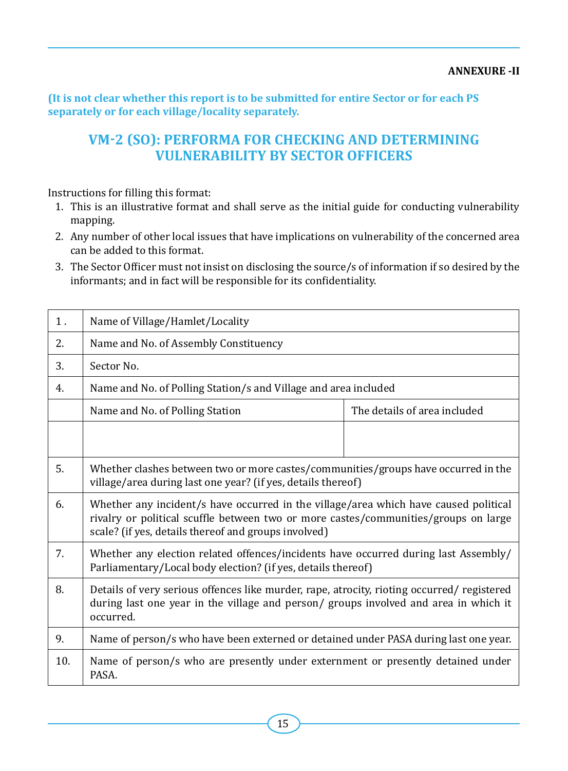**ANNEXURE -II**

**(It is not clear whether this report is to be submitted for entire Sector or for each PS separately or for each village/locality separately.**

## VM-2 (SO): PERFORMA FOR CHECKING AND DETERMINING VULNERABILITY BY SECTOR OFFICERS

Instructions for filling this format:

1. This is an illustrative format and shall serve as the initial guide for conducting vulnerability mapping.
2. Any number of other local issues that have implications on vulnerability of the concerned area can be added to this format.
3. The Sector Officer must not insist on disclosing the source/s of information if so desired by the informants; and in fact will be responsible for its confidentiality.

| | | |
|---|---|---|
| 1 . | Name of Village/Hamlet/Locality | |
| 2. | Name and No. of Assembly Constituency | |
| 3. | Sector No. | |
| 4. | Name and No. of Polling Station/s and Village and area included | |
| | Name and No. of Polling Station | The details of area included |
| | | |
| 5. | Whether clashes between two or more castes/communities/groups have occurred in the village/area during last one year? (if yes, details thereof) | |
| 6. | Whether any incident/s have occurred in the village/area which have caused political rivalry or political scuffle between two or more castes/communities/groups on large scale? (if yes, details thereof and groups involved) | |
| 7. | Whether any election related offences/incidents have occurred during last Assembly/ Parliamentary/Local body election? (if yes, details thereof) | |
| 8. | Details of very serious offences like murder, rape, atrocity, rioting occurred/ registered during last one year in the village and person/ groups involved and area in which it occurred. | |
| 9. | Name of person/s who have been externed or detained under PASA during last one year. | |
| 10. | Name of person/s who are presently under externment or presently detained under PASA. | |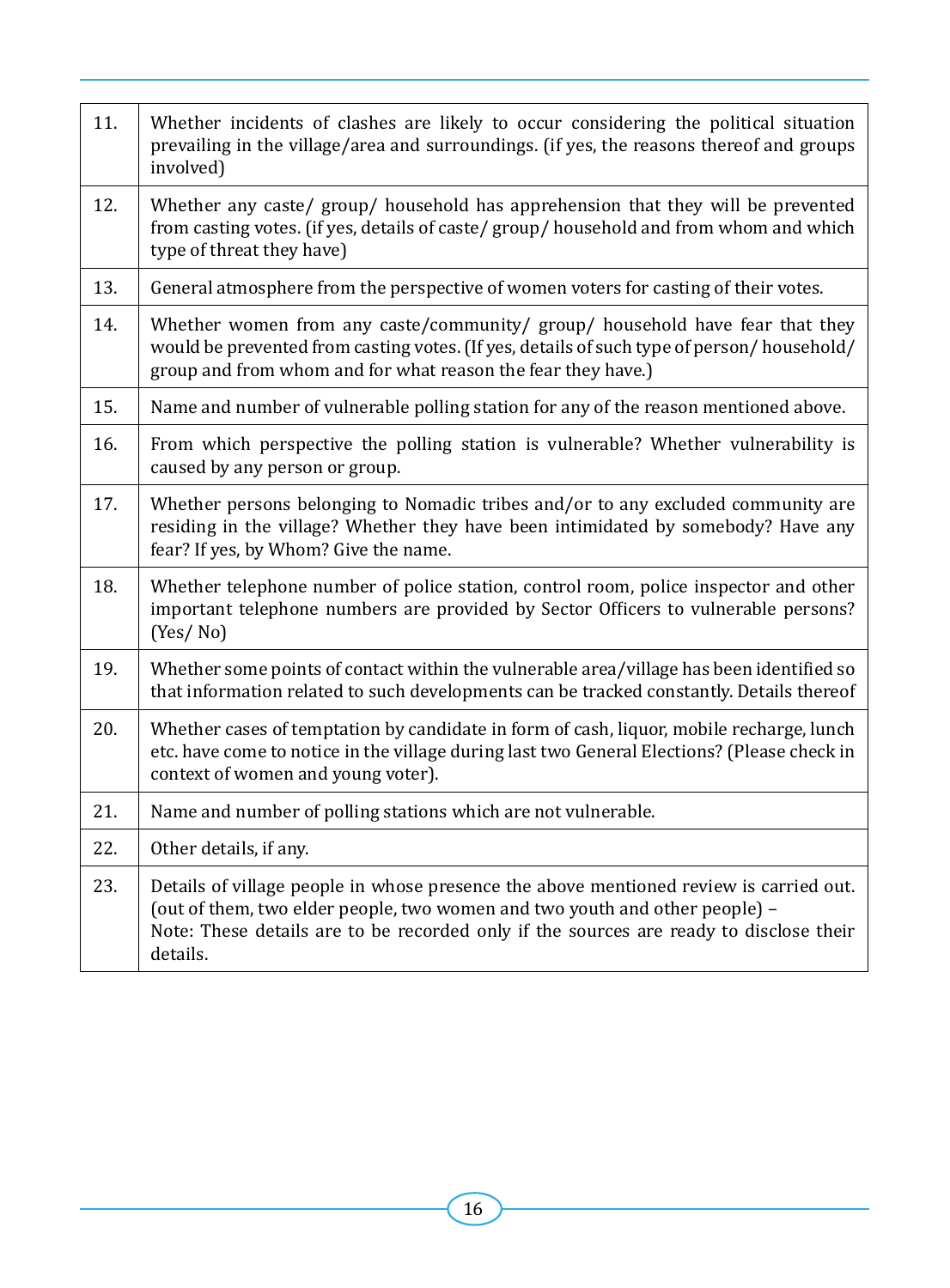| | |
|---|---|
| 11. | Whether incidents of clashes are likely to occur considering the political situation prevailing in the village/area and surroundings. (if yes, the reasons thereof and groups involved) |
| 12. | Whether any caste/ group/ household has apprehension that they will be prevented from casting votes. (if yes, details of caste/ group/ household and from whom and which type of threat they have) |
| 13. | General atmosphere from the perspective of women voters for casting of their votes. |
| 14. | Whether women from any caste/community/ group/ household have fear that they would be prevented from casting votes. (If yes, details of such type of person/ household/ group and from whom and for what reason the fear they have.) |
| 15. | Name and number of vulnerable polling station for any of the reason mentioned above. |
| 16. | From which perspective the polling station is vulnerable? Whether vulnerability is caused by any person or group. |
| 17. | Whether persons belonging to Nomadic tribes and/or to any excluded community are residing in the village? Whether they have been intimidated by somebody? Have any fear? If yes, by Whom? Give the name. |
| 18. | Whether telephone number of police station, control room, police inspector and other important telephone numbers are provided by Sector Officers to vulnerable persons? (Yes/ No) |
| 19. | Whether some points of contact within the vulnerable area/village has been identified so that information related to such developments can be tracked constantly. Details thereof |
| 20. | Whether cases of temptation by candidate in form of cash, liquor, mobile recharge, lunch etc. have come to notice in the village during last two General Elections? (Please check in context of women and young voter). |
| 21. | Name and number of polling stations which are not vulnerable. |
| 22. | Other details, if any. |
| 23. | Details of village people in whose presence the above mentioned review is carried out. (out of them, two elder people, two women and two youth and other people) – Note: These details are to be recorded only if the sources are ready to disclose their details. |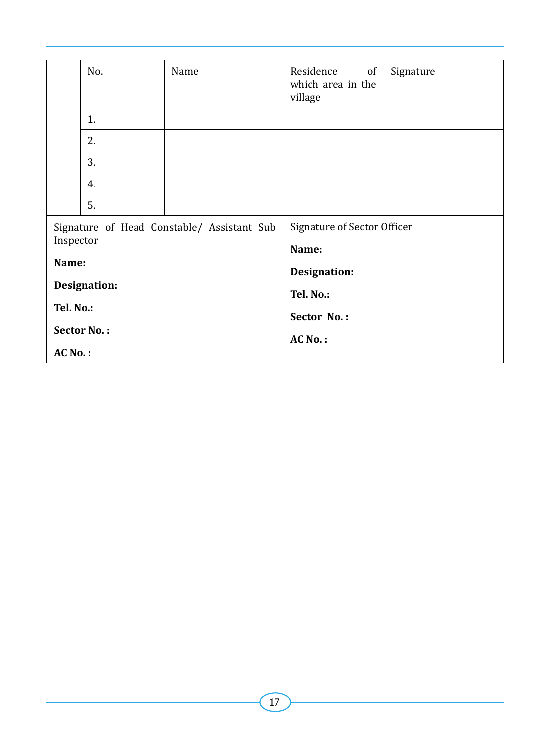| | No. | Name | Residence of which area in the village | Signature |
|---|---|---|---|---|
| | 1. | | | |
| | 2. | | | |
| | 3. | | | |
| | 4. | | | |
| | 5. | | | |

| Signature of Head Constable/ Assistant Sub Inspector | Signature of Sector Officer |
|---|---|
| **Name:** | **Name:** |
| **Designation:** | **Designation:** |
| **Tel. No.:** | **Tel. No.:** |
| **Sector No. :** | **Sector No. :** |
| **AC No. :** | **AC No. :** |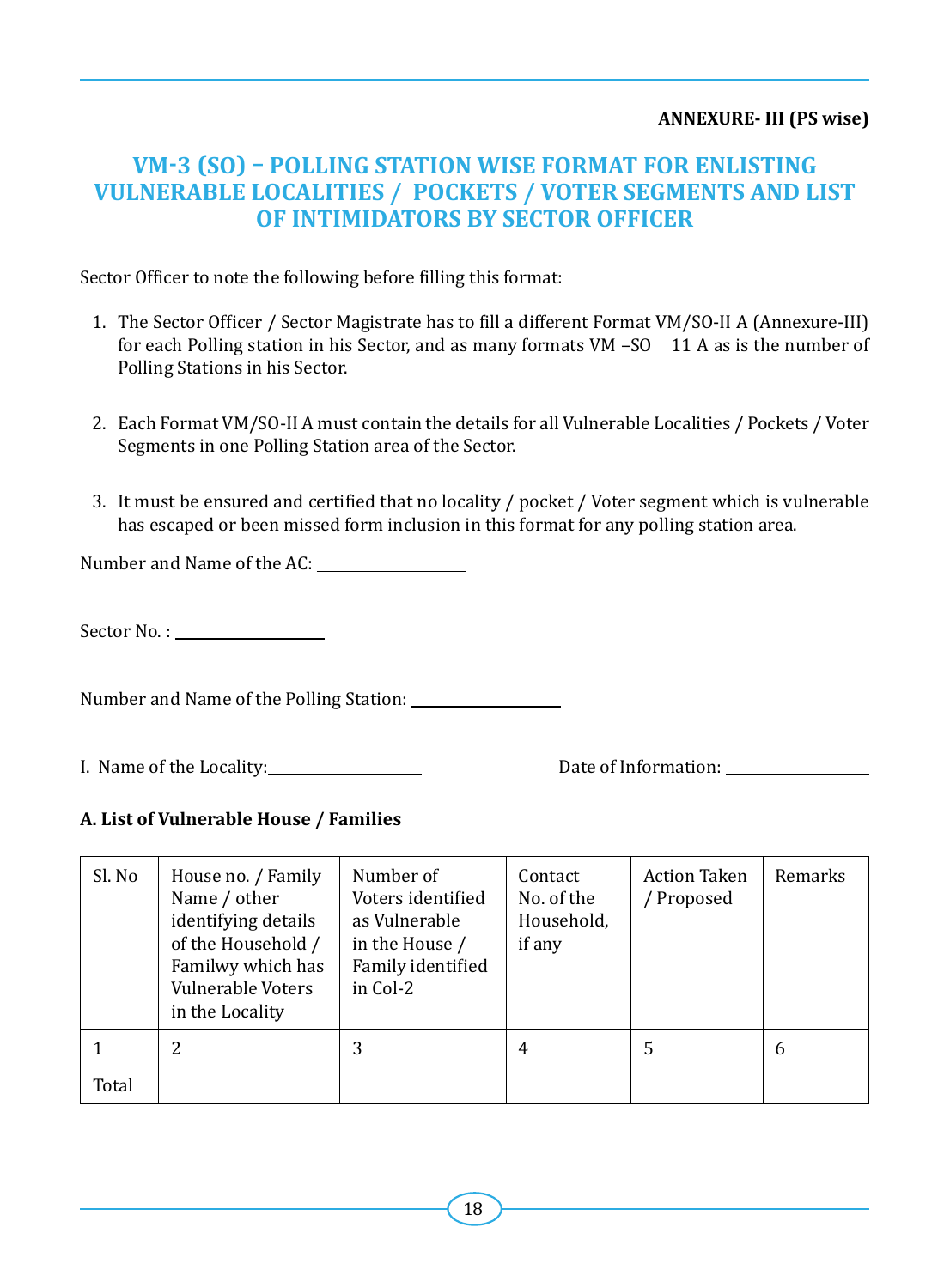**ANNEXURE- III (PS wise)**

# VM-3 (SO) – POLLING STATION WISE FORMAT FOR ENLISTING VULNERABLE LOCALITIES / POCKETS / VOTER SEGMENTS AND LIST OF INTIMIDATORS BY SECTOR OFFICER

Sector Officer to note the following before filling this format:

1. The Sector Officer / Sector Magistrate has to fill a different Format VM/SO-II A (Annexure-III) for each Polling station in his Sector, and as many formats VM –SO 11 A as is the number of Polling Stations in his Sector.

2. Each Format VM/SO-II A must contain the details for all Vulnerable Localities / Pockets / Voter Segments in one Polling Station area of the Sector.

3. It must be ensured and certified that no locality / pocket / Voter segment which is vulnerable has escaped or been missed form inclusion in this format for any polling station area.

Number and Name of the AC: ___________________

Sector No. : ___________________

Number and Name of the Polling Station: ___________________

I. Name of the Locality: ___________________ Date of Information: ___________________

**A. List of Vulnerable House / Families**

| Sl. No | House no. / Family Name / other identifying details of the Household / Familwy which has Vulnerable Voters in the Locality | Number of Voters identified as Vulnerable in the House / Family identified in Col-2 | Contact No. of the Household, if any | Action Taken / Proposed | Remarks |
|---|---|---|---|---|---|
| 1 | 2 | 3 | 4 | 5 | 6 |
| Total | | | | | |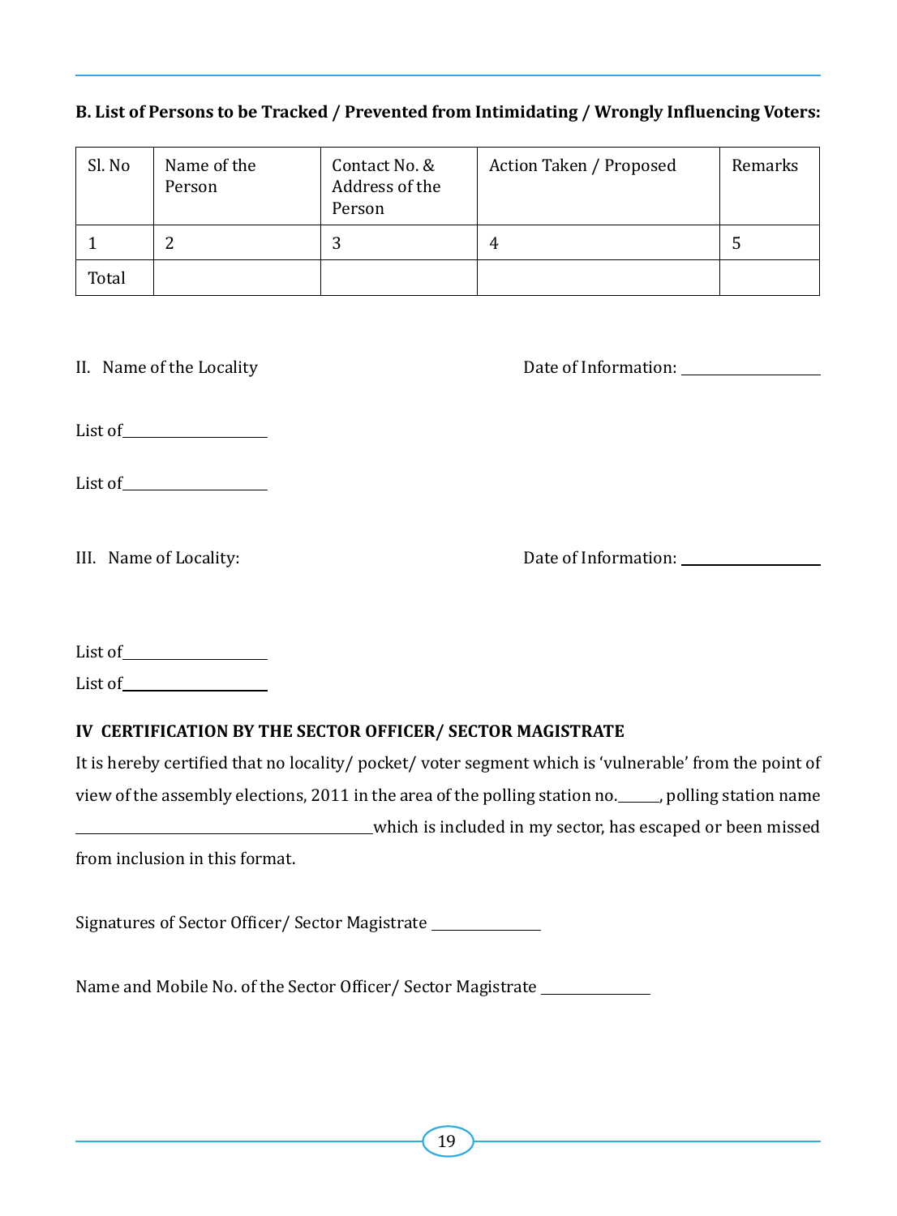**B. List of Persons to be Tracked / Prevented from Intimidating / Wrongly Influencing Voters:**

| Sl. No | Name of the Person | Contact No. & Address of the Person | Action Taken / Proposed | Remarks |
|---|---|---|---|---|
| 1 | 2 | 3 | 4 | 5 |
| Total | | | | |

II. Name of the Locality　　　　　　　　　　Date of Information: ______________

List of______________

List of______________

III. Name of Locality:　　　　　　　　　　Date of Information: ______________

List of______________

List of______________

**IV CERTIFICATION BY THE SECTOR OFFICER/ SECTOR MAGISTRATE**

It is hereby certified that no locality/ pocket/ voter segment which is 'vulnerable' from the point of view of the assembly elections, 2011 in the area of the polling station no.______, polling station name ______________________________which is included in my sector, has escaped or been missed from inclusion in this format.

Signatures of Sector Officer/ Sector Magistrate ______________

Name and Mobile No. of the Sector Officer/ Sector Magistrate ______________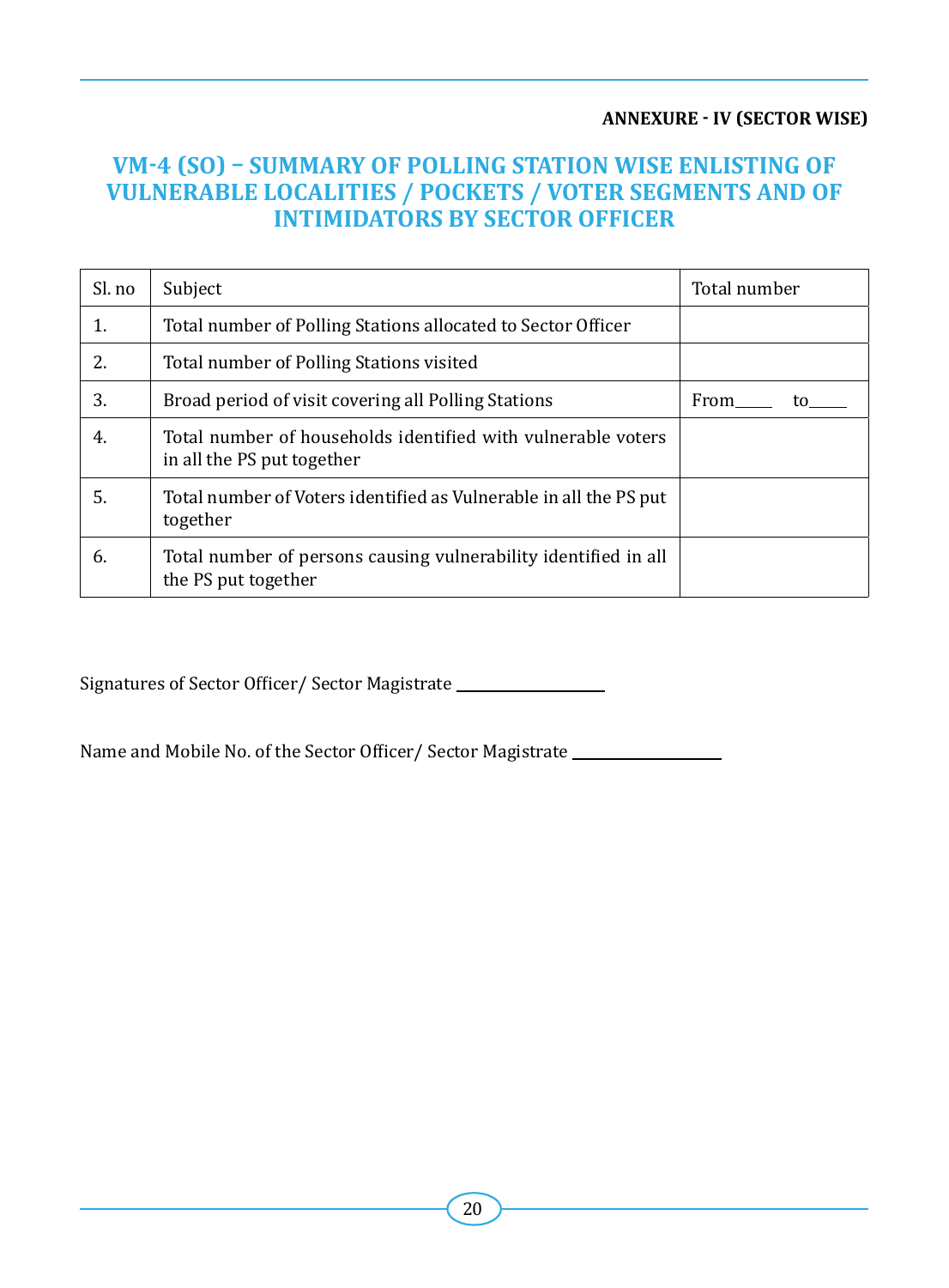**ANNEXURE - IV (SECTOR WISE)**

# VM-4 (SO) – SUMMARY OF POLLING STATION WISE ENLISTING OF VULNERABLE LOCALITIES / POCKETS / VOTER SEGMENTS AND OF INTIMIDATORS BY SECTOR OFFICER

| Sl. no | Subject | Total number |
|---|---|---|
| 1. | Total number of Polling Stations allocated to Sector Officer | |
| 2. | Total number of Polling Stations visited | |
| 3. | Broad period of visit covering all Polling Stations | From_____ to_____ |
| 4. | Total number of households identified with vulnerable voters in all the PS put together | |
| 5. | Total number of Voters identified as Vulnerable in all the PS put together | |
| 6. | Total number of persons causing vulnerability identified in all the PS put together | |

Signatures of Sector Officer/ Sector Magistrate ____________________

Name and Mobile No. of the Sector Officer/ Sector Magistrate ____________________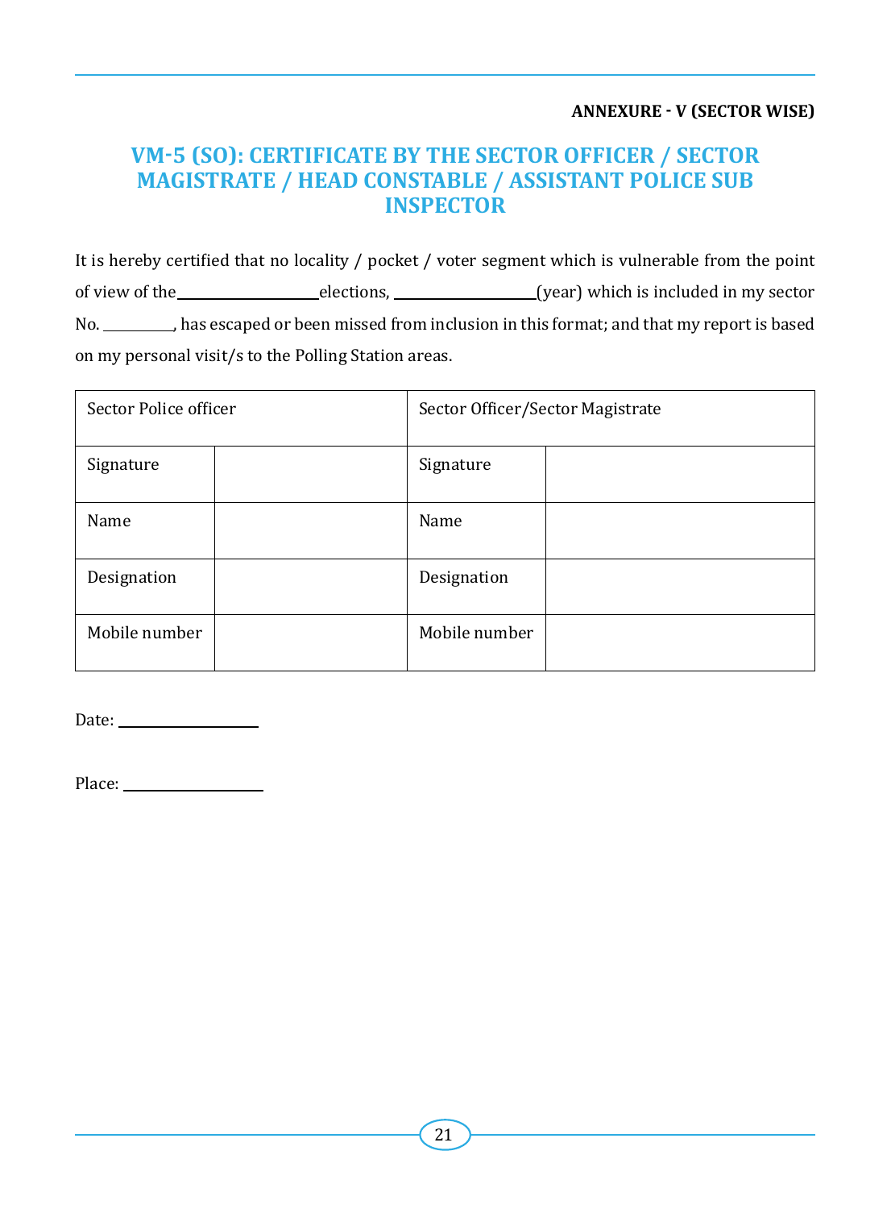**ANNEXURE - V (SECTOR WISE)**

# VM-5 (SO): CERTIFICATE BY THE SECTOR OFFICER / SECTOR MAGISTRATE / HEAD CONSTABLE / ASSISTANT POLICE SUB INSPECTOR

It is hereby certified that no locality / pocket / voter segment which is vulnerable from the point of view of the ________________ elections, ________________ (year) which is included in my sector No. ________, has escaped or been missed from inclusion in this format; and that my report is based on my personal visit/s to the Polling Station areas.

| Sector Police officer | | Sector Officer/Sector Magistrate | |
|---|---|---|---|
| Signature | | Signature | |
| Name | | Name | |
| Designation | | Designation | |
| Mobile number | | Mobile number | |

Date: ________________

Place: ________________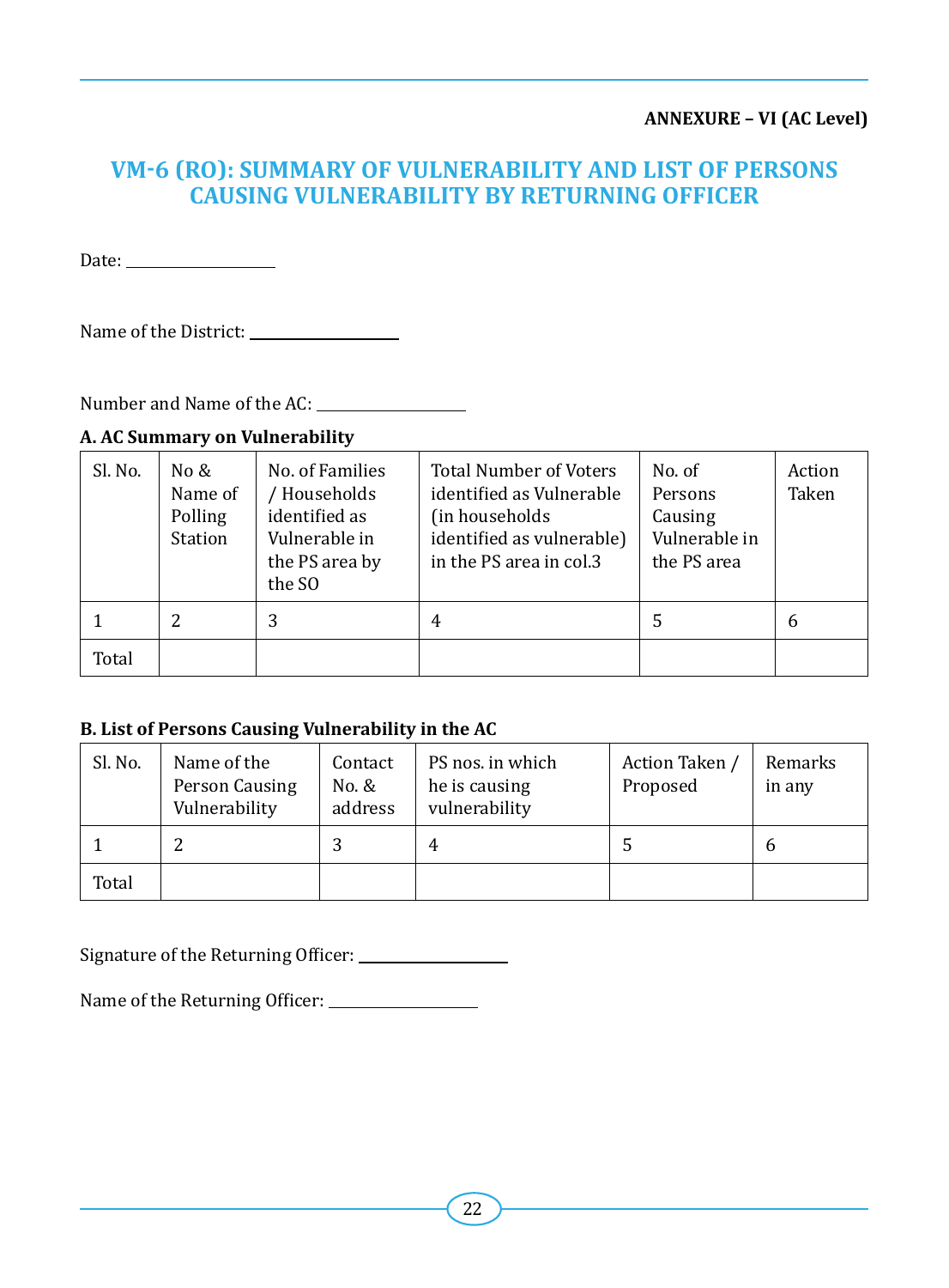**ANNEXURE – VI (AC Level)**

# VM-6 (RO): SUMMARY OF VULNERABILITY AND LIST OF PERSONS CAUSING VULNERABILITY BY RETURNING OFFICER

Date: ____________________

Name of the District: ____________________

Number and Name of the AC: ____________________

**A. AC Summary on Vulnerability**

| Sl. No. | No & Name of Polling Station | No. of Families / Households identified as Vulnerable in the PS area by the SO | Total Number of Voters identified as Vulnerable (in households identified as vulnerable) in the PS area in col.3 | No. of Persons Causing Vulnerable in the PS area | Action Taken |
|---|---|---|---|---|---|
| 1 | 2 | 3 | 4 | 5 | 6 |
| Total | | | | | |

**B. List of Persons Causing Vulnerability in the AC**

| Sl. No. | Name of the Person Causing Vulnerability | Contact No. & address | PS nos. in which he is causing vulnerability | Action Taken / Proposed | Remarks in any |
|---|---|---|---|---|---|
| 1 | 2 | 3 | 4 | 5 | 6 |
| Total | | | | | |

Signature of the Returning Officer: ____________________

Name of the Returning Officer: ____________________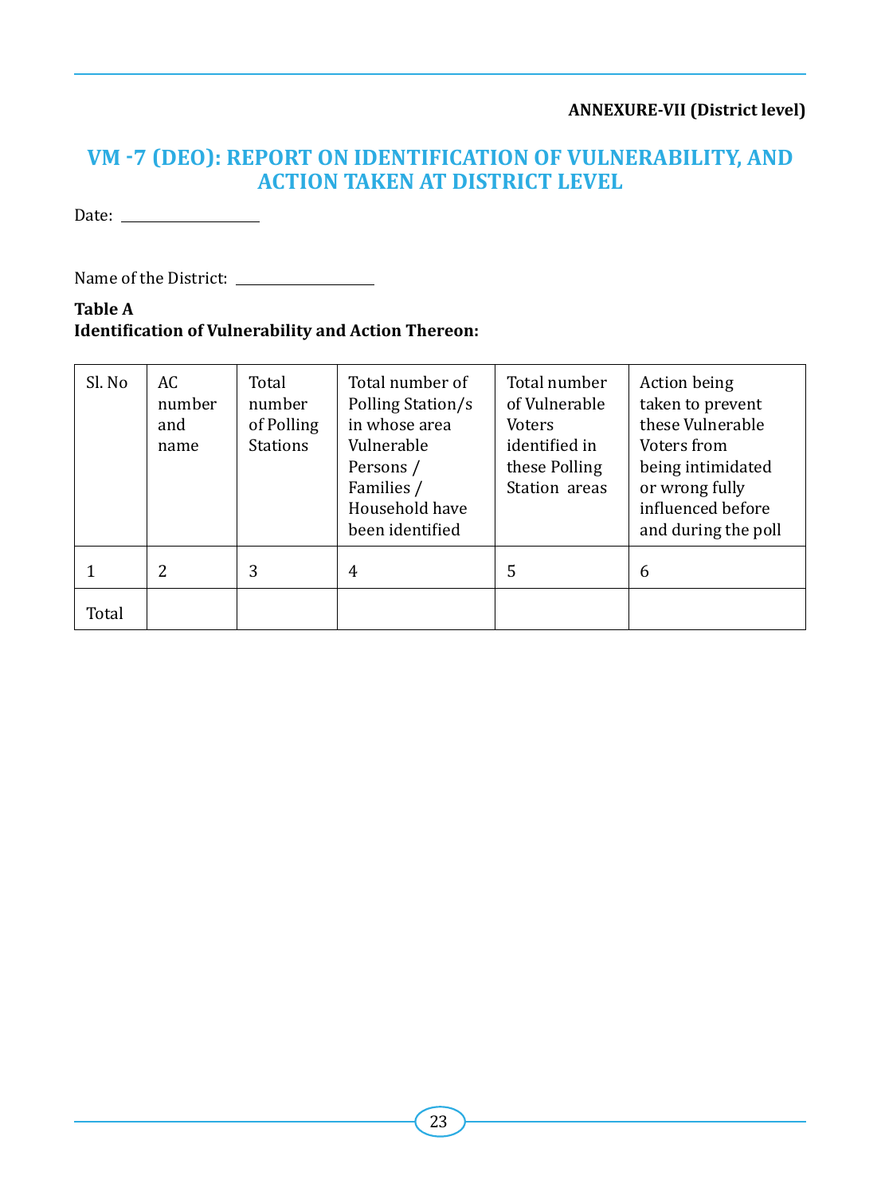**ANNEXURE-VII (District level)**

# VM -7 (DEO): REPORT ON IDENTIFICATION OF VULNERABILITY, AND ACTION TAKEN AT DISTRICT LEVEL

Date: ____________________

Name of the District: ____________________

**Table A**
**Identification of Vulnerability and Action Thereon:**

| Sl. No | AC number and name | Total number of Polling Stations | Total number of Polling Station/s in whose area Vulnerable Persons / Families / Household have been identified | Total number of Vulnerable Voters identified in these Polling Station areas | Action being taken to prevent these Vulnerable Voters from being intimidated or wrong fully influenced before and during the poll |
|---|---|---|---|---|---|
| 1 | 2 | 3 | 4 | 5 | 6 |
| Total | | | | | |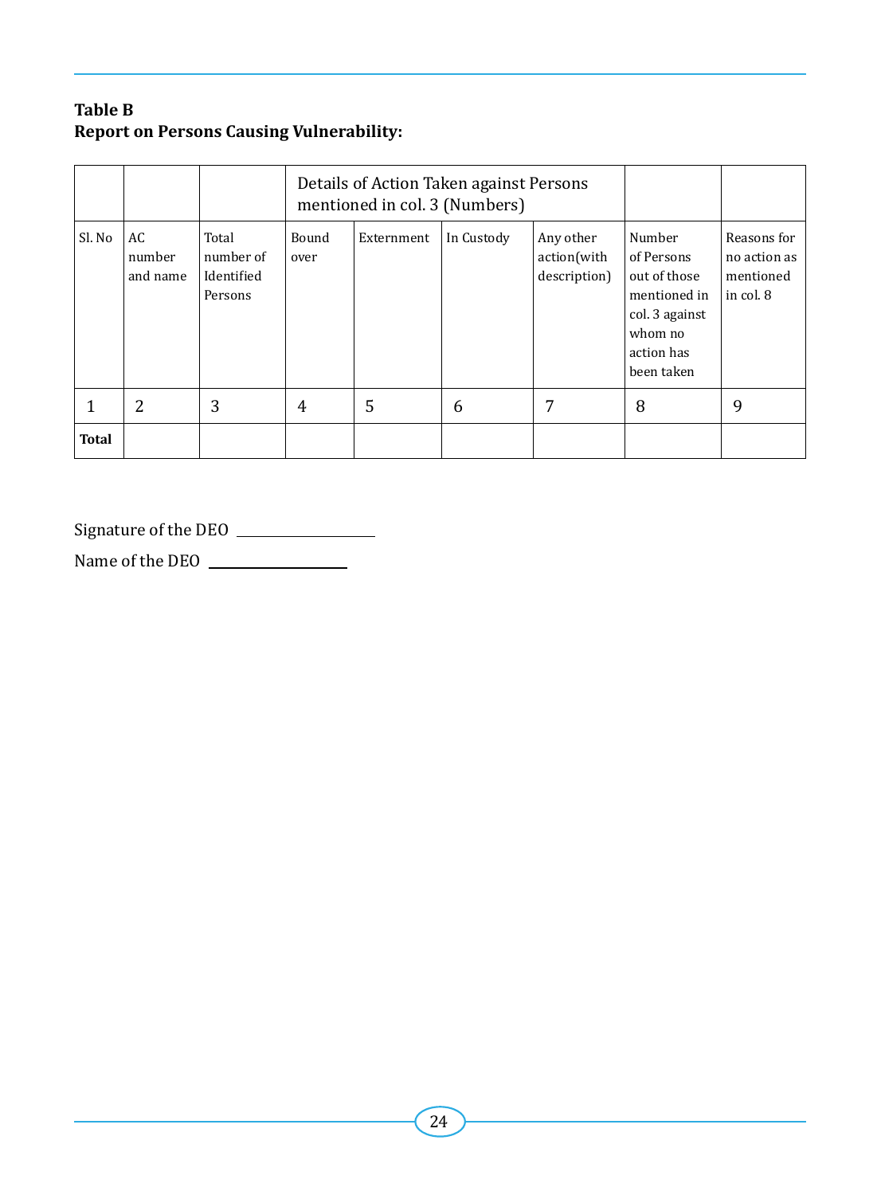**Table B**
**Report on Persons Causing Vulnerability:**

| | | | Details of Action Taken against Persons mentioned in col. 3 (Numbers) | | | | | |
|---|---|---|---|---|---|---|---|---|
| Sl. No | AC number and name | Total number of Identified Persons | Bound over | Externment | In Custody | Any other action(with description) | Number of Persons out of those mentioned in col. 3 against whom no action has been taken | Reasons for no action as mentioned in col. 8 |
| 1 | 2 | 3 | 4 | 5 | 6 | 7 | 8 | 9 |
| **Total** | | | | | | | | |

Signature of the DEO ___________________

Name of the DEO ___________________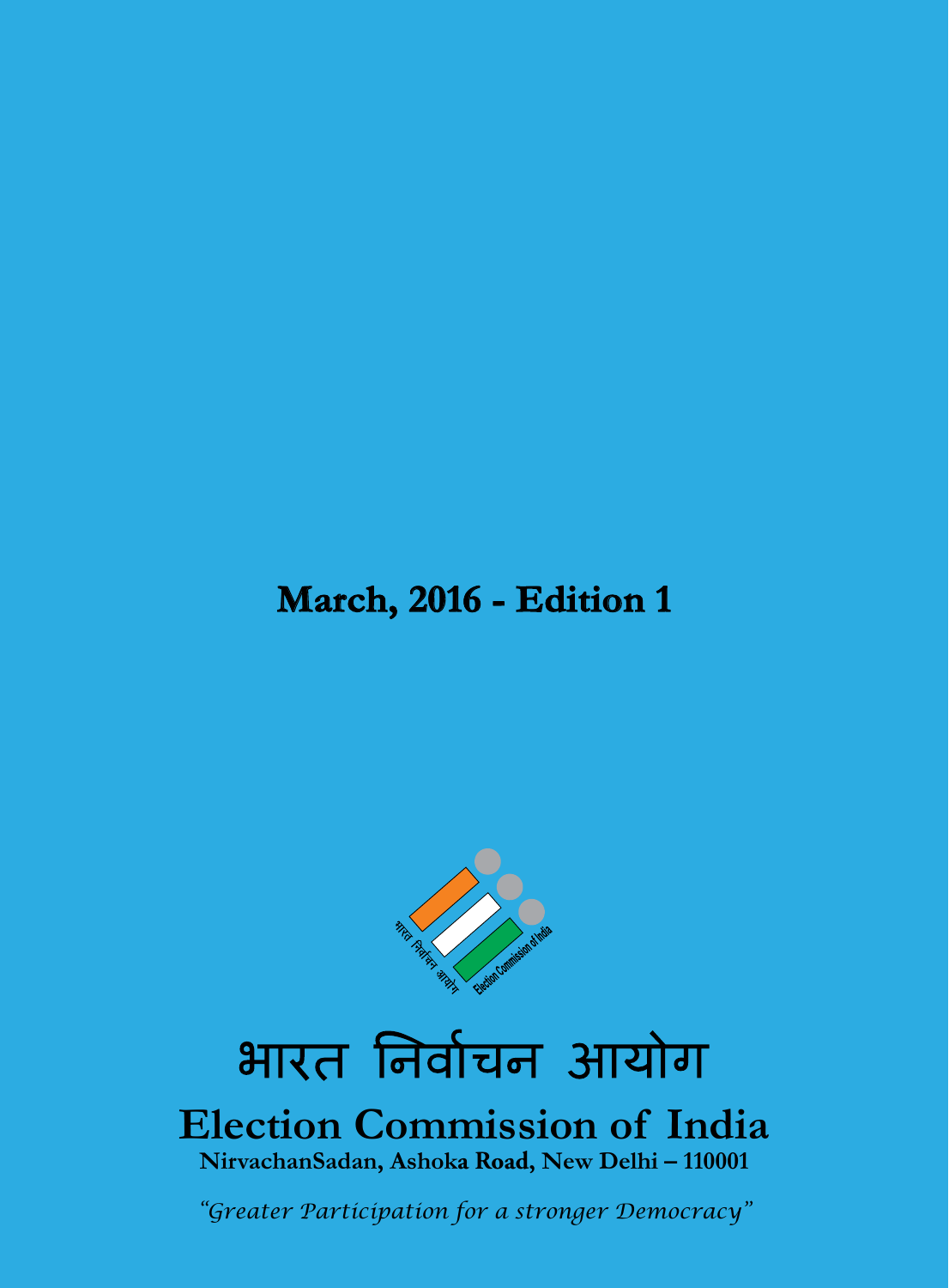**March, 2016 - Edition 1**

भारत निर्वाचन आयोग

# Election Commission of India

**NirvachanSadan, Ashoka Road, New Delhi – 110001**

*"Greater Participation for a stronger Democracy"*